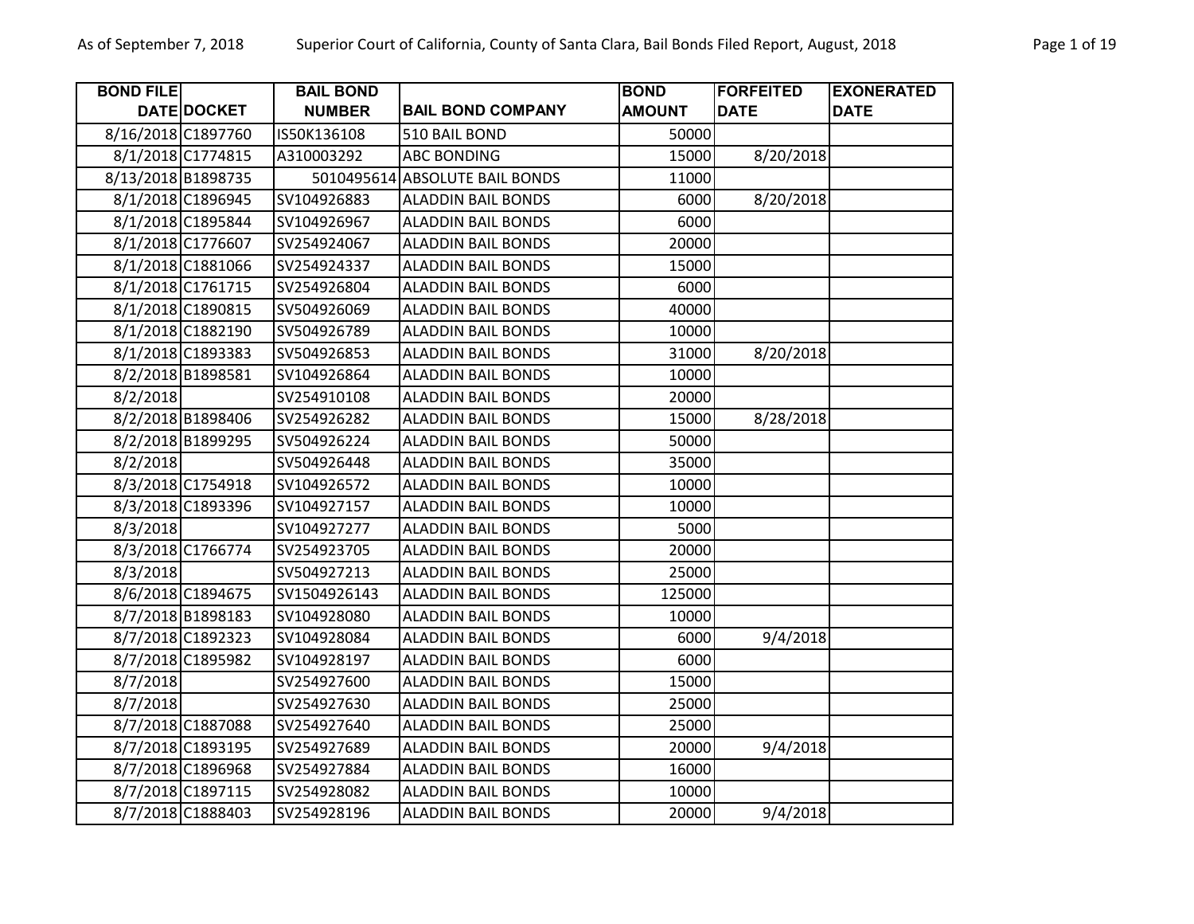| BOND FILE DATE | DOCKET | BAIL BOND NUMBER | BAIL BOND COMPANY | BOND AMOUNT | FORFEITED DATE | EXONERATED DATE |
|---|---|---|---|---|---|---|
| 8/16/2018 | C1897760 | IS50K136108 | 510 BAIL BOND | 50000 | | |
| 8/1/2018 | C1774815 | A310003292 | ABC BONDING | 15000 | 8/20/2018 | |
| 8/13/2018 | B1898735 | 5010495614 | ABSOLUTE BAIL BONDS | 11000 | | |
| 8/1/2018 | C1896945 | SV104926883 | ALADDIN BAIL BONDS | 6000 | 8/20/2018 | |
| 8/1/2018 | C1895844 | SV104926967 | ALADDIN BAIL BONDS | 6000 | | |
| 8/1/2018 | C1776607 | SV254924067 | ALADDIN BAIL BONDS | 20000 | | |
| 8/1/2018 | C1881066 | SV254924337 | ALADDIN BAIL BONDS | 15000 | | |
| 8/1/2018 | C1761715 | SV254926804 | ALADDIN BAIL BONDS | 6000 | | |
| 8/1/2018 | C1890815 | SV504926069 | ALADDIN BAIL BONDS | 40000 | | |
| 8/1/2018 | C1882190 | SV504926789 | ALADDIN BAIL BONDS | 10000 | | |
| 8/1/2018 | C1893383 | SV504926853 | ALADDIN BAIL BONDS | 31000 | 8/20/2018 | |
| 8/2/2018 | B1898581 | SV104926864 | ALADDIN BAIL BONDS | 10000 | | |
| 8/2/2018 | | SV254910108 | ALADDIN BAIL BONDS | 20000 | | |
| 8/2/2018 | B1898406 | SV254926282 | ALADDIN BAIL BONDS | 15000 | 8/28/2018 | |
| 8/2/2018 | B1899295 | SV504926224 | ALADDIN BAIL BONDS | 50000 | | |
| 8/2/2018 | | SV504926448 | ALADDIN BAIL BONDS | 35000 | | |
| 8/3/2018 | C1754918 | SV104926572 | ALADDIN BAIL BONDS | 10000 | | |
| 8/3/2018 | C1893396 | SV104927157 | ALADDIN BAIL BONDS | 10000 | | |
| 8/3/2018 | | SV104927277 | ALADDIN BAIL BONDS | 5000 | | |
| 8/3/2018 | C1766774 | SV254923705 | ALADDIN BAIL BONDS | 20000 | | |
| 8/3/2018 | | SV504927213 | ALADDIN BAIL BONDS | 25000 | | |
| 8/6/2018 | C1894675 | SV1504926143 | ALADDIN BAIL BONDS | 125000 | | |
| 8/7/2018 | B1898183 | SV104928080 | ALADDIN BAIL BONDS | 10000 | | |
| 8/7/2018 | C1892323 | SV104928084 | ALADDIN BAIL BONDS | 6000 | 9/4/2018 | |
| 8/7/2018 | C1895982 | SV104928197 | ALADDIN BAIL BONDS | 6000 | | |
| 8/7/2018 | | SV254927600 | ALADDIN BAIL BONDS | 15000 | | |
| 8/7/2018 | | SV254927630 | ALADDIN BAIL BONDS | 25000 | | |
| 8/7/2018 | C1887088 | SV254927640 | ALADDIN BAIL BONDS | 25000 | | |
| 8/7/2018 | C1893195 | SV254927689 | ALADDIN BAIL BONDS | 20000 | 9/4/2018 | |
| 8/7/2018 | C1896968 | SV254927884 | ALADDIN BAIL BONDS | 16000 | | |
| 8/7/2018 | C1897115 | SV254928082 | ALADDIN BAIL BONDS | 10000 | | |
| 8/7/2018 | C1888403 | SV254928196 | ALADDIN BAIL BONDS | 20000 | 9/4/2018 | |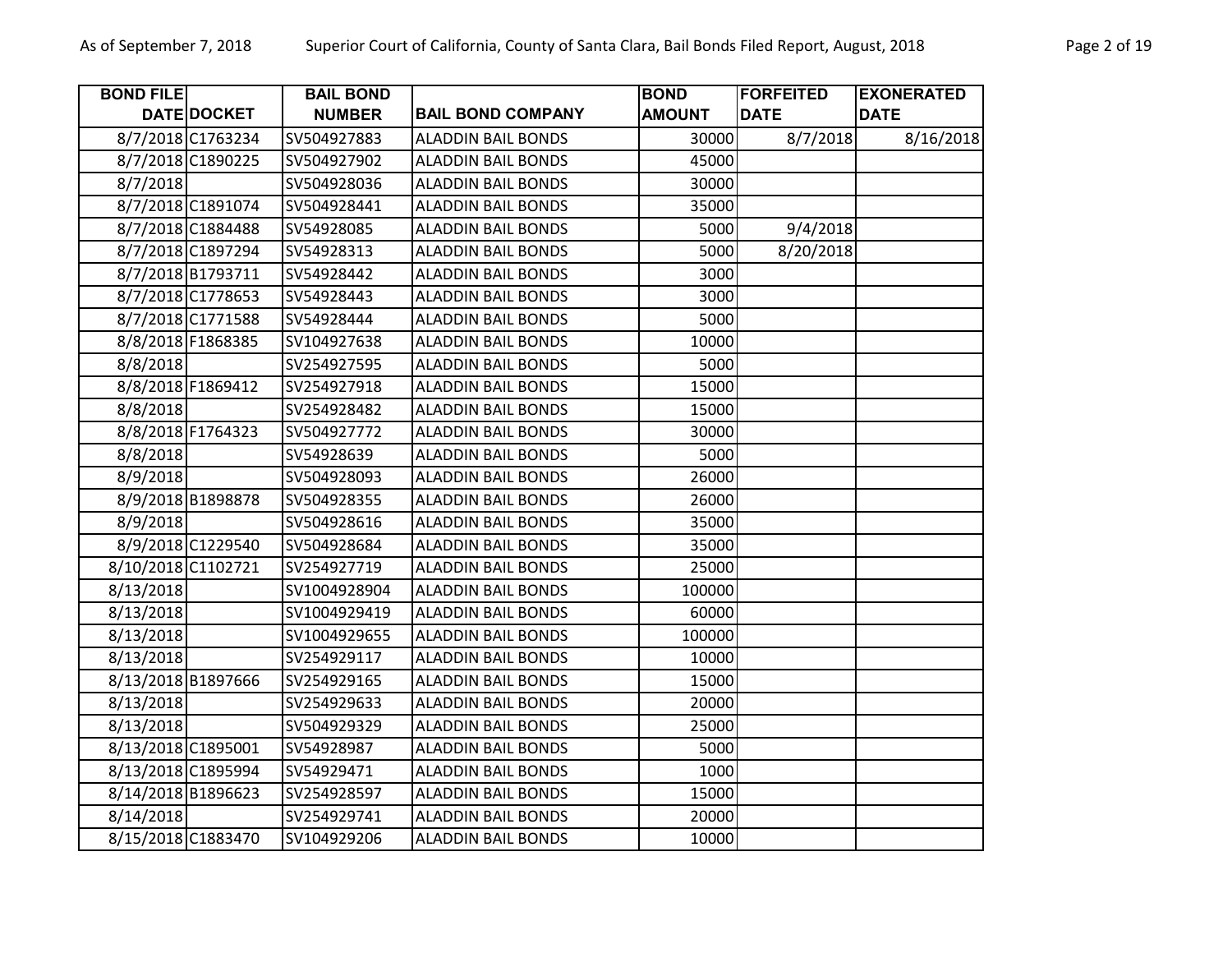| BOND FILE DATE | DOCKET | BAIL BOND NUMBER | BAIL BOND COMPANY | BOND AMOUNT | FORFEITED DATE | EXONERATED DATE |
|---|---|---|---|---|---|---|
| 8/7/2018 | C1763234 | SV504927883 | ALADDIN BAIL BONDS | 30000 | 8/7/2018 | 8/16/2018 |
| 8/7/2018 | C1890225 | SV504927902 | ALADDIN BAIL BONDS | 45000 | | |
| 8/7/2018 | | SV504928036 | ALADDIN BAIL BONDS | 30000 | | |
| 8/7/2018 | C1891074 | SV504928441 | ALADDIN BAIL BONDS | 35000 | | |
| 8/7/2018 | C1884488 | SV54928085 | ALADDIN BAIL BONDS | 5000 | 9/4/2018 | |
| 8/7/2018 | C1897294 | SV54928313 | ALADDIN BAIL BONDS | 5000 | 8/20/2018 | |
| 8/7/2018 | B1793711 | SV54928442 | ALADDIN BAIL BONDS | 3000 | | |
| 8/7/2018 | C1778653 | SV54928443 | ALADDIN BAIL BONDS | 3000 | | |
| 8/7/2018 | C1771588 | SV54928444 | ALADDIN BAIL BONDS | 5000 | | |
| 8/8/2018 | F1868385 | SV104927638 | ALADDIN BAIL BONDS | 10000 | | |
| 8/8/2018 | | SV254927595 | ALADDIN BAIL BONDS | 5000 | | |
| 8/8/2018 | F1869412 | SV254927918 | ALADDIN BAIL BONDS | 15000 | | |
| 8/8/2018 | | SV254928482 | ALADDIN BAIL BONDS | 15000 | | |
| 8/8/2018 | F1764323 | SV504927772 | ALADDIN BAIL BONDS | 30000 | | |
| 8/8/2018 | | SV54928639 | ALADDIN BAIL BONDS | 5000 | | |
| 8/9/2018 | | SV504928093 | ALADDIN BAIL BONDS | 26000 | | |
| 8/9/2018 | B1898878 | SV504928355 | ALADDIN BAIL BONDS | 26000 | | |
| 8/9/2018 | | SV504928616 | ALADDIN BAIL BONDS | 35000 | | |
| 8/9/2018 | C1229540 | SV504928684 | ALADDIN BAIL BONDS | 35000 | | |
| 8/10/2018 | C1102721 | SV254927719 | ALADDIN BAIL BONDS | 25000 | | |
| 8/13/2018 | | SV1004928904 | ALADDIN BAIL BONDS | 100000 | | |
| 8/13/2018 | | SV1004929419 | ALADDIN BAIL BONDS | 60000 | | |
| 8/13/2018 | | SV1004929655 | ALADDIN BAIL BONDS | 100000 | | |
| 8/13/2018 | | SV254929117 | ALADDIN BAIL BONDS | 10000 | | |
| 8/13/2018 | B1897666 | SV254929165 | ALADDIN BAIL BONDS | 15000 | | |
| 8/13/2018 | | SV254929633 | ALADDIN BAIL BONDS | 20000 | | |
| 8/13/2018 | | SV504929329 | ALADDIN BAIL BONDS | 25000 | | |
| 8/13/2018 | C1895001 | SV54928987 | ALADDIN BAIL BONDS | 5000 | | |
| 8/13/2018 | C1895994 | SV54929471 | ALADDIN BAIL BONDS | 1000 | | |
| 8/14/2018 | B1896623 | SV254928597 | ALADDIN BAIL BONDS | 15000 | | |
| 8/14/2018 | | SV254929741 | ALADDIN BAIL BONDS | 20000 | | |
| 8/15/2018 | C1883470 | SV104929206 | ALADDIN BAIL BONDS | 10000 | | |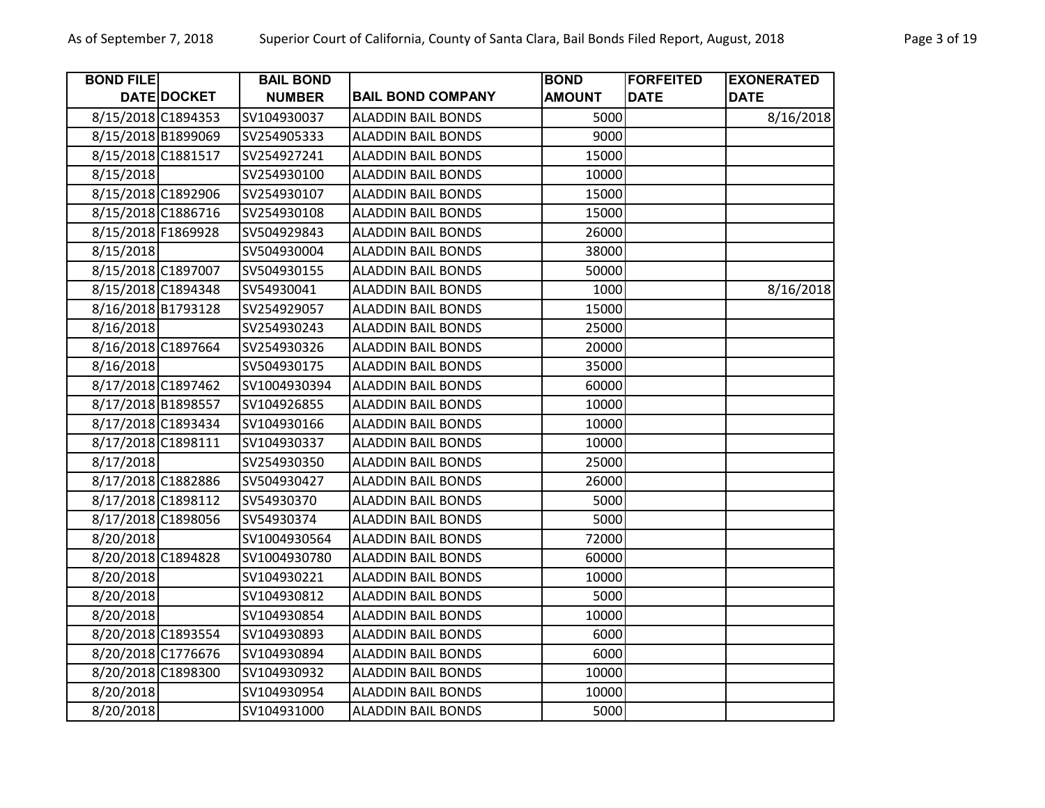| BOND FILE DATE | DOCKET | BAIL BOND NUMBER | BAIL BOND COMPANY | BOND AMOUNT | FORFEITED DATE | EXONERATED DATE |
|---|---|---|---|---|---|---|
| 8/15/2018 | C1894353 | SV104930037 | ALADDIN BAIL BONDS | 5000 | | 8/16/2018 |
| 8/15/2018 | B1899069 | SV254905333 | ALADDIN BAIL BONDS | 9000 | | |
| 8/15/2018 | C1881517 | SV254927241 | ALADDIN BAIL BONDS | 15000 | | |
| 8/15/2018 | | SV254930100 | ALADDIN BAIL BONDS | 10000 | | |
| 8/15/2018 | C1892906 | SV254930107 | ALADDIN BAIL BONDS | 15000 | | |
| 8/15/2018 | C1886716 | SV254930108 | ALADDIN BAIL BONDS | 15000 | | |
| 8/15/2018 | F1869928 | SV504929843 | ALADDIN BAIL BONDS | 26000 | | |
| 8/15/2018 | | SV504930004 | ALADDIN BAIL BONDS | 38000 | | |
| 8/15/2018 | C1897007 | SV504930155 | ALADDIN BAIL BONDS | 50000 | | |
| 8/15/2018 | C1894348 | SV54930041 | ALADDIN BAIL BONDS | 1000 | | 8/16/2018 |
| 8/16/2018 | B1793128 | SV254929057 | ALADDIN BAIL BONDS | 15000 | | |
| 8/16/2018 | | SV254930243 | ALADDIN BAIL BONDS | 25000 | | |
| 8/16/2018 | C1897664 | SV254930326 | ALADDIN BAIL BONDS | 20000 | | |
| 8/16/2018 | | SV504930175 | ALADDIN BAIL BONDS | 35000 | | |
| 8/17/2018 | C1897462 | SV1004930394 | ALADDIN BAIL BONDS | 60000 | | |
| 8/17/2018 | B1898557 | SV104926855 | ALADDIN BAIL BONDS | 10000 | | |
| 8/17/2018 | C1893434 | SV104930166 | ALADDIN BAIL BONDS | 10000 | | |
| 8/17/2018 | C1898111 | SV104930337 | ALADDIN BAIL BONDS | 10000 | | |
| 8/17/2018 | | SV254930350 | ALADDIN BAIL BONDS | 25000 | | |
| 8/17/2018 | C1882886 | SV504930427 | ALADDIN BAIL BONDS | 26000 | | |
| 8/17/2018 | C1898112 | SV54930370 | ALADDIN BAIL BONDS | 5000 | | |
| 8/17/2018 | C1898056 | SV54930374 | ALADDIN BAIL BONDS | 5000 | | |
| 8/20/2018 | | SV1004930564 | ALADDIN BAIL BONDS | 72000 | | |
| 8/20/2018 | C1894828 | SV1004930780 | ALADDIN BAIL BONDS | 60000 | | |
| 8/20/2018 | | SV104930221 | ALADDIN BAIL BONDS | 10000 | | |
| 8/20/2018 | | SV104930812 | ALADDIN BAIL BONDS | 5000 | | |
| 8/20/2018 | | SV104930854 | ALADDIN BAIL BONDS | 10000 | | |
| 8/20/2018 | C1893554 | SV104930893 | ALADDIN BAIL BONDS | 6000 | | |
| 8/20/2018 | C1776676 | SV104930894 | ALADDIN BAIL BONDS | 6000 | | |
| 8/20/2018 | C1898300 | SV104930932 | ALADDIN BAIL BONDS | 10000 | | |
| 8/20/2018 | | SV104930954 | ALADDIN BAIL BONDS | 10000 | | |
| 8/20/2018 | | SV104931000 | ALADDIN BAIL BONDS | 5000 | | |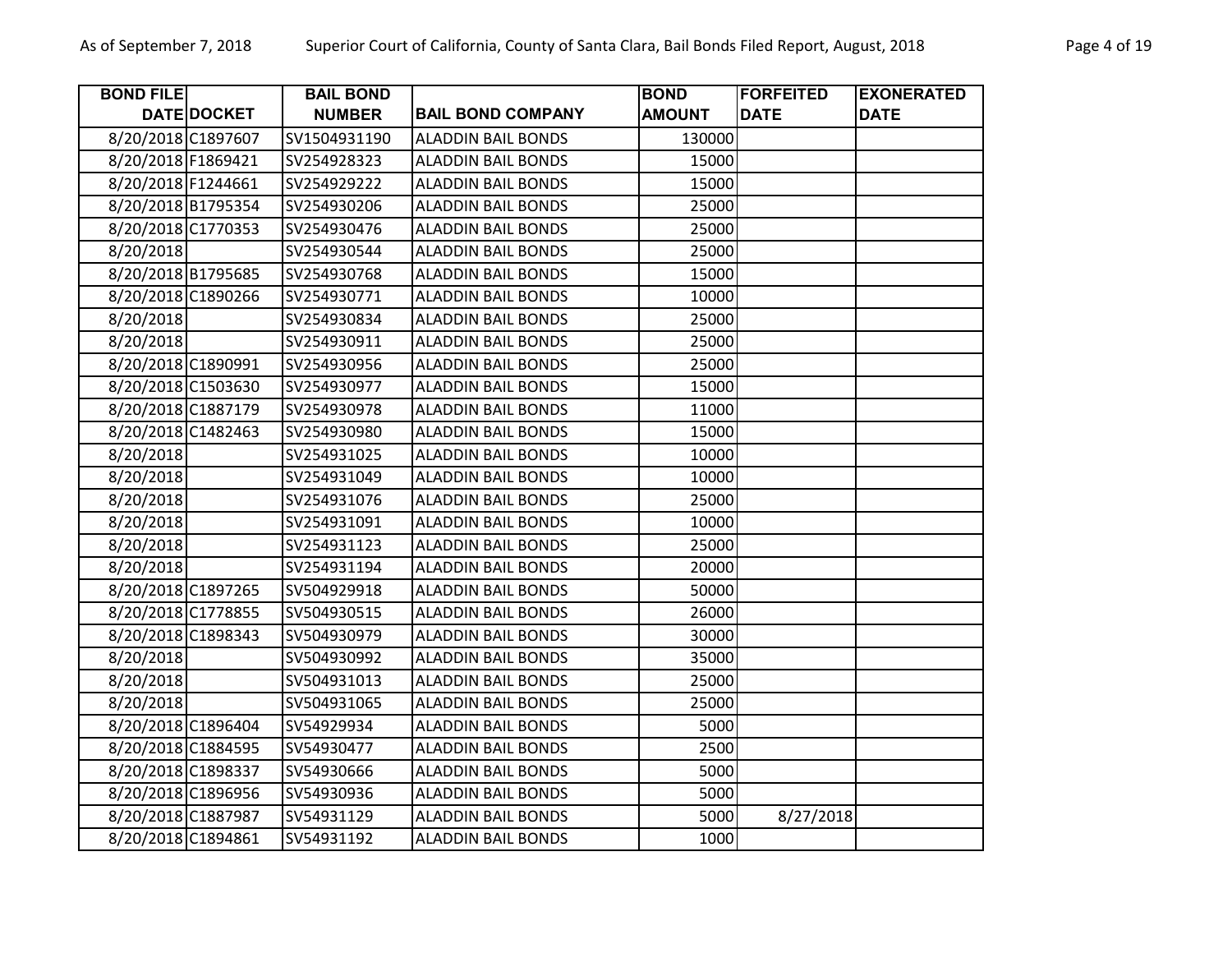| BOND FILE DATE | DOCKET | BAIL BOND NUMBER | BAIL BOND COMPANY | BOND AMOUNT | FORFEITED DATE | EXONERATED DATE |
|---|---|---|---|---|---|---|
| 8/20/2018 | C1897607 | SV1504931190 | ALADDIN BAIL BONDS | 130000 | | |
| 8/20/2018 | F1869421 | SV254928323 | ALADDIN BAIL BONDS | 15000 | | |
| 8/20/2018 | F1244661 | SV254929222 | ALADDIN BAIL BONDS | 15000 | | |
| 8/20/2018 | B1795354 | SV254930206 | ALADDIN BAIL BONDS | 25000 | | |
| 8/20/2018 | C1770353 | SV254930476 | ALADDIN BAIL BONDS | 25000 | | |
| 8/20/2018 | | SV254930544 | ALADDIN BAIL BONDS | 25000 | | |
| 8/20/2018 | B1795685 | SV254930768 | ALADDIN BAIL BONDS | 15000 | | |
| 8/20/2018 | C1890266 | SV254930771 | ALADDIN BAIL BONDS | 10000 | | |
| 8/20/2018 | | SV254930834 | ALADDIN BAIL BONDS | 25000 | | |
| 8/20/2018 | | SV254930911 | ALADDIN BAIL BONDS | 25000 | | |
| 8/20/2018 | C1890991 | SV254930956 | ALADDIN BAIL BONDS | 25000 | | |
| 8/20/2018 | C1503630 | SV254930977 | ALADDIN BAIL BONDS | 15000 | | |
| 8/20/2018 | C1887179 | SV254930978 | ALADDIN BAIL BONDS | 11000 | | |
| 8/20/2018 | C1482463 | SV254930980 | ALADDIN BAIL BONDS | 15000 | | |
| 8/20/2018 | | SV254931025 | ALADDIN BAIL BONDS | 10000 | | |
| 8/20/2018 | | SV254931049 | ALADDIN BAIL BONDS | 10000 | | |
| 8/20/2018 | | SV254931076 | ALADDIN BAIL BONDS | 25000 | | |
| 8/20/2018 | | SV254931091 | ALADDIN BAIL BONDS | 10000 | | |
| 8/20/2018 | | SV254931123 | ALADDIN BAIL BONDS | 25000 | | |
| 8/20/2018 | | SV254931194 | ALADDIN BAIL BONDS | 20000 | | |
| 8/20/2018 | C1897265 | SV504929918 | ALADDIN BAIL BONDS | 50000 | | |
| 8/20/2018 | C1778855 | SV504930515 | ALADDIN BAIL BONDS | 26000 | | |
| 8/20/2018 | C1898343 | SV504930979 | ALADDIN BAIL BONDS | 30000 | | |
| 8/20/2018 | | SV504930992 | ALADDIN BAIL BONDS | 35000 | | |
| 8/20/2018 | | SV504931013 | ALADDIN BAIL BONDS | 25000 | | |
| 8/20/2018 | | SV504931065 | ALADDIN BAIL BONDS | 25000 | | |
| 8/20/2018 | C1896404 | SV54929934 | ALADDIN BAIL BONDS | 5000 | | |
| 8/20/2018 | C1884595 | SV54930477 | ALADDIN BAIL BONDS | 2500 | | |
| 8/20/2018 | C1898337 | SV54930666 | ALADDIN BAIL BONDS | 5000 | | |
| 8/20/2018 | C1896956 | SV54930936 | ALADDIN BAIL BONDS | 5000 | | |
| 8/20/2018 | C1887987 | SV54931129 | ALADDIN BAIL BONDS | 5000 | 8/27/2018 | |
| 8/20/2018 | C1894861 | SV54931192 | ALADDIN BAIL BONDS | 1000 | | |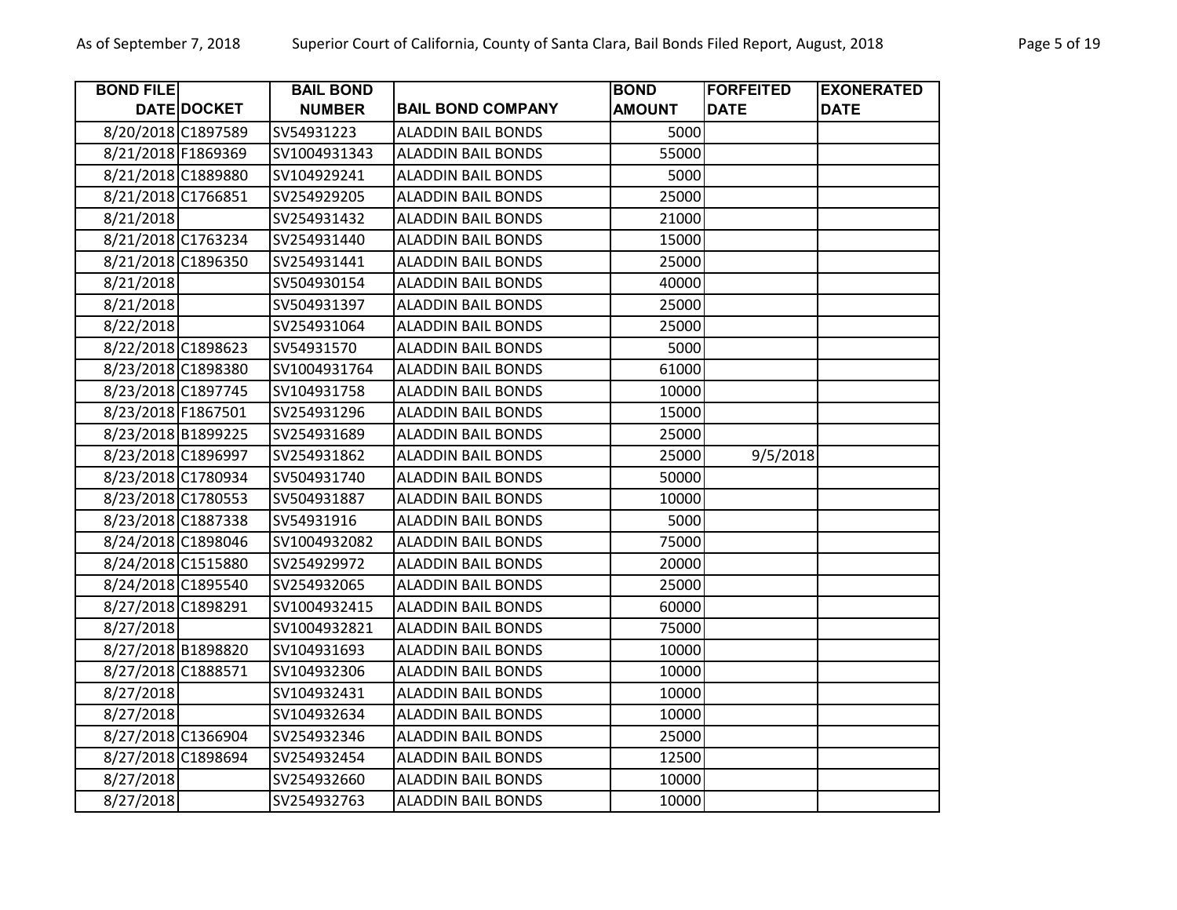| BOND FILE DATE | DOCKET | BAIL BOND NUMBER | BAIL BOND COMPANY | BOND AMOUNT | FORFEITED DATE | EXONERATED DATE |
|---|---|---|---|---|---|---|
| 8/20/2018 | C1897589 | SV54931223 | ALADDIN BAIL BONDS | 5000 | | |
| 8/21/2018 | F1869369 | SV1004931343 | ALADDIN BAIL BONDS | 55000 | | |
| 8/21/2018 | C1889880 | SV104929241 | ALADDIN BAIL BONDS | 5000 | | |
| 8/21/2018 | C1766851 | SV254929205 | ALADDIN BAIL BONDS | 25000 | | |
| 8/21/2018 | | SV254931432 | ALADDIN BAIL BONDS | 21000 | | |
| 8/21/2018 | C1763234 | SV254931440 | ALADDIN BAIL BONDS | 15000 | | |
| 8/21/2018 | C1896350 | SV254931441 | ALADDIN BAIL BONDS | 25000 | | |
| 8/21/2018 | | SV504930154 | ALADDIN BAIL BONDS | 40000 | | |
| 8/21/2018 | | SV504931397 | ALADDIN BAIL BONDS | 25000 | | |
| 8/22/2018 | | SV254931064 | ALADDIN BAIL BONDS | 25000 | | |
| 8/22/2018 | C1898623 | SV54931570 | ALADDIN BAIL BONDS | 5000 | | |
| 8/23/2018 | C1898380 | SV1004931764 | ALADDIN BAIL BONDS | 61000 | | |
| 8/23/2018 | C1897745 | SV104931758 | ALADDIN BAIL BONDS | 10000 | | |
| 8/23/2018 | F1867501 | SV254931296 | ALADDIN BAIL BONDS | 15000 | | |
| 8/23/2018 | B1899225 | SV254931689 | ALADDIN BAIL BONDS | 25000 | | |
| 8/23/2018 | C1896997 | SV254931862 | ALADDIN BAIL BONDS | 25000 | 9/5/2018 | |
| 8/23/2018 | C1780934 | SV504931740 | ALADDIN BAIL BONDS | 50000 | | |
| 8/23/2018 | C1780553 | SV504931887 | ALADDIN BAIL BONDS | 10000 | | |
| 8/23/2018 | C1887338 | SV54931916 | ALADDIN BAIL BONDS | 5000 | | |
| 8/24/2018 | C1898046 | SV1004932082 | ALADDIN BAIL BONDS | 75000 | | |
| 8/24/2018 | C1515880 | SV254929972 | ALADDIN BAIL BONDS | 20000 | | |
| 8/24/2018 | C1895540 | SV254932065 | ALADDIN BAIL BONDS | 25000 | | |
| 8/27/2018 | C1898291 | SV1004932415 | ALADDIN BAIL BONDS | 60000 | | |
| 8/27/2018 | | SV1004932821 | ALADDIN BAIL BONDS | 75000 | | |
| 8/27/2018 | B1898820 | SV104931693 | ALADDIN BAIL BONDS | 10000 | | |
| 8/27/2018 | C1888571 | SV104932306 | ALADDIN BAIL BONDS | 10000 | | |
| 8/27/2018 | | SV104932431 | ALADDIN BAIL BONDS | 10000 | | |
| 8/27/2018 | | SV104932634 | ALADDIN BAIL BONDS | 10000 | | |
| 8/27/2018 | C1366904 | SV254932346 | ALADDIN BAIL BONDS | 25000 | | |
| 8/27/2018 | C1898694 | SV254932454 | ALADDIN BAIL BONDS | 12500 | | |
| 8/27/2018 | | SV254932660 | ALADDIN BAIL BONDS | 10000 | | |
| 8/27/2018 | | SV254932763 | ALADDIN BAIL BONDS | 10000 | | |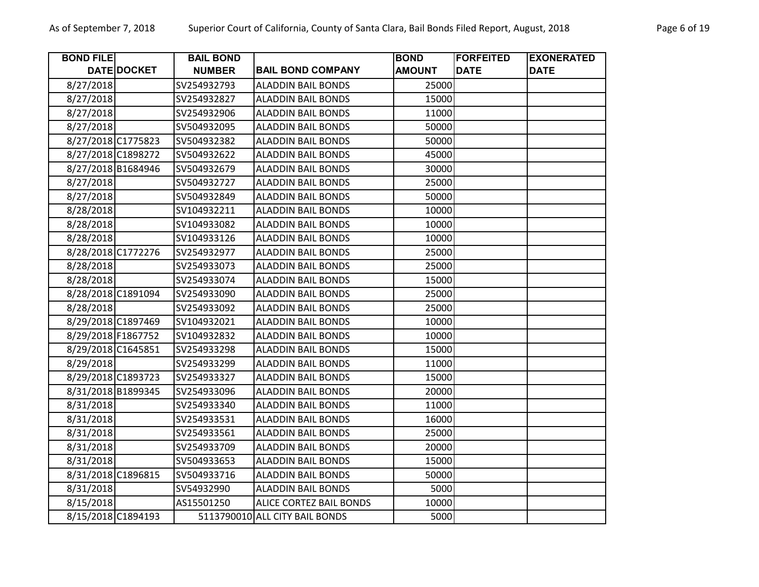| BOND FILE DATE | DOCKET | BAIL BOND NUMBER | BAIL BOND COMPANY | BOND AMOUNT | FORFEITED DATE | EXONERATED DATE |
| --- | --- | --- | --- | --- | --- | --- |
| 8/27/2018 | | SV254932793 | ALADDIN BAIL BONDS | 25000 | | |
| 8/27/2018 | | SV254932827 | ALADDIN BAIL BONDS | 15000 | | |
| 8/27/2018 | | SV254932906 | ALADDIN BAIL BONDS | 11000 | | |
| 8/27/2018 | | SV504932095 | ALADDIN BAIL BONDS | 50000 | | |
| 8/27/2018 | C1775823 | SV504932382 | ALADDIN BAIL BONDS | 50000 | | |
| 8/27/2018 | C1898272 | SV504932622 | ALADDIN BAIL BONDS | 45000 | | |
| 8/27/2018 | B1684946 | SV504932679 | ALADDIN BAIL BONDS | 30000 | | |
| 8/27/2018 | | SV504932727 | ALADDIN BAIL BONDS | 25000 | | |
| 8/27/2018 | | SV504932849 | ALADDIN BAIL BONDS | 50000 | | |
| 8/28/2018 | | SV104932211 | ALADDIN BAIL BONDS | 10000 | | |
| 8/28/2018 | | SV104933082 | ALADDIN BAIL BONDS | 10000 | | |
| 8/28/2018 | | SV104933126 | ALADDIN BAIL BONDS | 10000 | | |
| 8/28/2018 | C1772276 | SV254932977 | ALADDIN BAIL BONDS | 25000 | | |
| 8/28/2018 | | SV254933073 | ALADDIN BAIL BONDS | 25000 | | |
| 8/28/2018 | | SV254933074 | ALADDIN BAIL BONDS | 15000 | | |
| 8/28/2018 | C1891094 | SV254933090 | ALADDIN BAIL BONDS | 25000 | | |
| 8/28/2018 | | SV254933092 | ALADDIN BAIL BONDS | 25000 | | |
| 8/29/2018 | C1897469 | SV104932021 | ALADDIN BAIL BONDS | 10000 | | |
| 8/29/2018 | F1867752 | SV104932832 | ALADDIN BAIL BONDS | 10000 | | |
| 8/29/2018 | C1645851 | SV254933298 | ALADDIN BAIL BONDS | 15000 | | |
| 8/29/2018 | | SV254933299 | ALADDIN BAIL BONDS | 11000 | | |
| 8/29/2018 | C1893723 | SV254933327 | ALADDIN BAIL BONDS | 15000 | | |
| 8/31/2018 | B1899345 | SV254933096 | ALADDIN BAIL BONDS | 20000 | | |
| 8/31/2018 | | SV254933340 | ALADDIN BAIL BONDS | 11000 | | |
| 8/31/2018 | | SV254933531 | ALADDIN BAIL BONDS | 16000 | | |
| 8/31/2018 | | SV254933561 | ALADDIN BAIL BONDS | 25000 | | |
| 8/31/2018 | | SV254933709 | ALADDIN BAIL BONDS | 20000 | | |
| 8/31/2018 | | SV504933653 | ALADDIN BAIL BONDS | 15000 | | |
| 8/31/2018 | C1896815 | SV504933716 | ALADDIN BAIL BONDS | 50000 | | |
| 8/31/2018 | | SV54932990 | ALADDIN BAIL BONDS | 5000 | | |
| 8/15/2018 | | AS15501250 | ALICE CORTEZ BAIL BONDS | 10000 | | |
| 8/15/2018 | C1894193 | 5113790010 | ALL CITY BAIL BONDS | 5000 | | |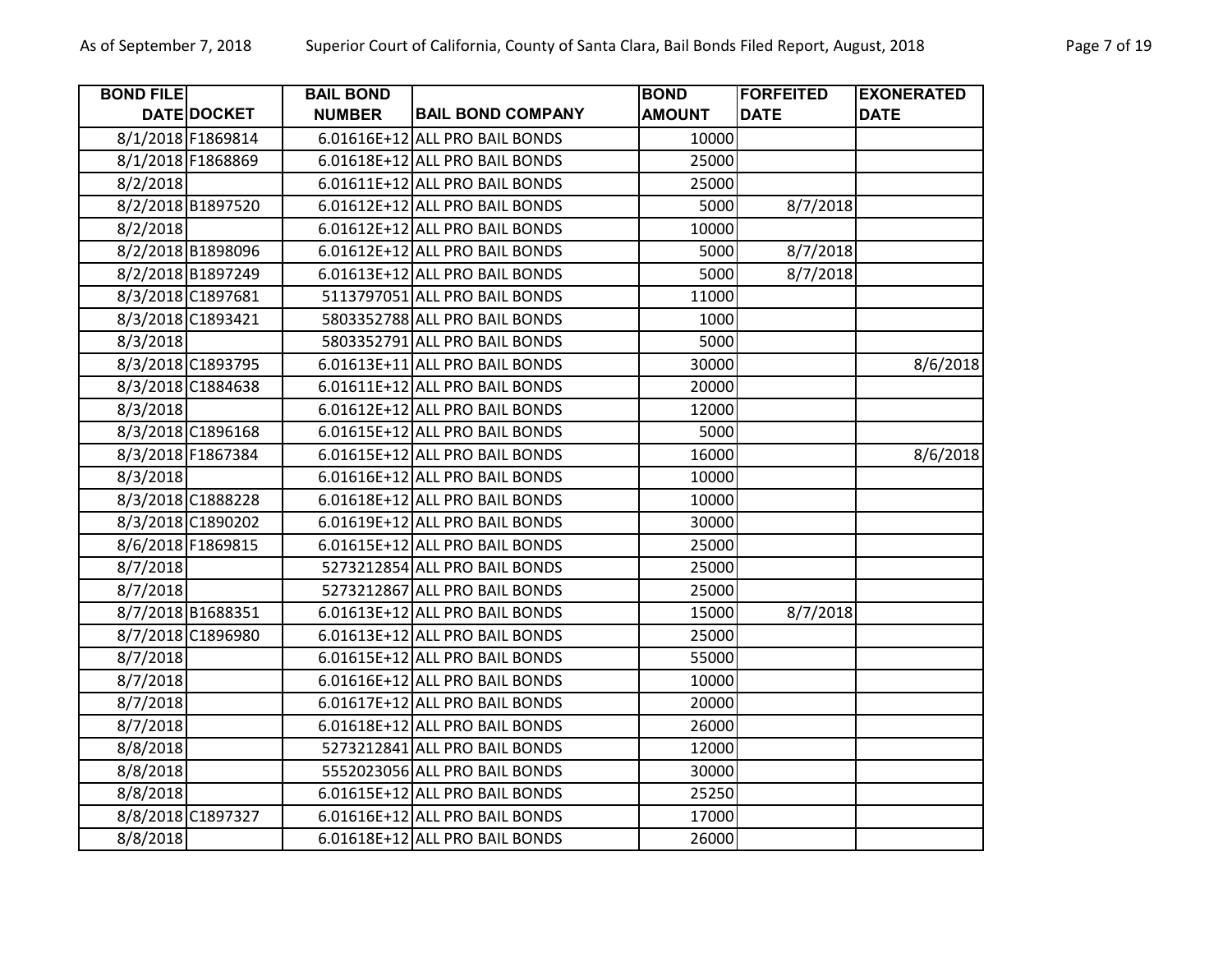| BOND FILE DATE | DOCKET | BAIL BOND NUMBER | BAIL BOND COMPANY | BOND AMOUNT | FORFEITED DATE | EXONERATED DATE |
|---|---|---|---|---|---|---|
| 8/1/2018 | F1869814 | 6.01616E+12 | ALL PRO BAIL BONDS | 10000 | | |
| 8/1/2018 | F1868869 | 6.01618E+12 | ALL PRO BAIL BONDS | 25000 | | |
| 8/2/2018 | | 6.01611E+12 | ALL PRO BAIL BONDS | 25000 | | |
| 8/2/2018 | B1897520 | 6.01612E+12 | ALL PRO BAIL BONDS | 5000 | 8/7/2018 | |
| 8/2/2018 | | 6.01612E+12 | ALL PRO BAIL BONDS | 10000 | | |
| 8/2/2018 | B1898096 | 6.01612E+12 | ALL PRO BAIL BONDS | 5000 | 8/7/2018 | |
| 8/2/2018 | B1897249 | 6.01613E+12 | ALL PRO BAIL BONDS | 5000 | 8/7/2018 | |
| 8/3/2018 | C1897681 | 5113797051 | ALL PRO BAIL BONDS | 11000 | | |
| 8/3/2018 | C1893421 | 5803352788 | ALL PRO BAIL BONDS | 1000 | | |
| 8/3/2018 | | 5803352791 | ALL PRO BAIL BONDS | 5000 | | |
| 8/3/2018 | C1893795 | 6.01613E+11 | ALL PRO BAIL BONDS | 30000 | | 8/6/2018 |
| 8/3/2018 | C1884638 | 6.01611E+12 | ALL PRO BAIL BONDS | 20000 | | |
| 8/3/2018 | | 6.01612E+12 | ALL PRO BAIL BONDS | 12000 | | |
| 8/3/2018 | C1896168 | 6.01615E+12 | ALL PRO BAIL BONDS | 5000 | | |
| 8/3/2018 | F1867384 | 6.01615E+12 | ALL PRO BAIL BONDS | 16000 | | 8/6/2018 |
| 8/3/2018 | | 6.01616E+12 | ALL PRO BAIL BONDS | 10000 | | |
| 8/3/2018 | C1888228 | 6.01618E+12 | ALL PRO BAIL BONDS | 10000 | | |
| 8/3/2018 | C1890202 | 6.01619E+12 | ALL PRO BAIL BONDS | 30000 | | |
| 8/6/2018 | F1869815 | 6.01615E+12 | ALL PRO BAIL BONDS | 25000 | | |
| 8/7/2018 | | 5273212854 | ALL PRO BAIL BONDS | 25000 | | |
| 8/7/2018 | | 5273212867 | ALL PRO BAIL BONDS | 25000 | | |
| 8/7/2018 | B1688351 | 6.01613E+12 | ALL PRO BAIL BONDS | 15000 | 8/7/2018 | |
| 8/7/2018 | C1896980 | 6.01613E+12 | ALL PRO BAIL BONDS | 25000 | | |
| 8/7/2018 | | 6.01615E+12 | ALL PRO BAIL BONDS | 55000 | | |
| 8/7/2018 | | 6.01616E+12 | ALL PRO BAIL BONDS | 10000 | | |
| 8/7/2018 | | 6.01617E+12 | ALL PRO BAIL BONDS | 20000 | | |
| 8/7/2018 | | 6.01618E+12 | ALL PRO BAIL BONDS | 26000 | | |
| 8/8/2018 | | 5273212841 | ALL PRO BAIL BONDS | 12000 | | |
| 8/8/2018 | | 5552023056 | ALL PRO BAIL BONDS | 30000 | | |
| 8/8/2018 | | 6.01615E+12 | ALL PRO BAIL BONDS | 25250 | | |
| 8/8/2018 | C1897327 | 6.01616E+12 | ALL PRO BAIL BONDS | 17000 | | |
| 8/8/2018 | | 6.01618E+12 | ALL PRO BAIL BONDS | 26000 | | |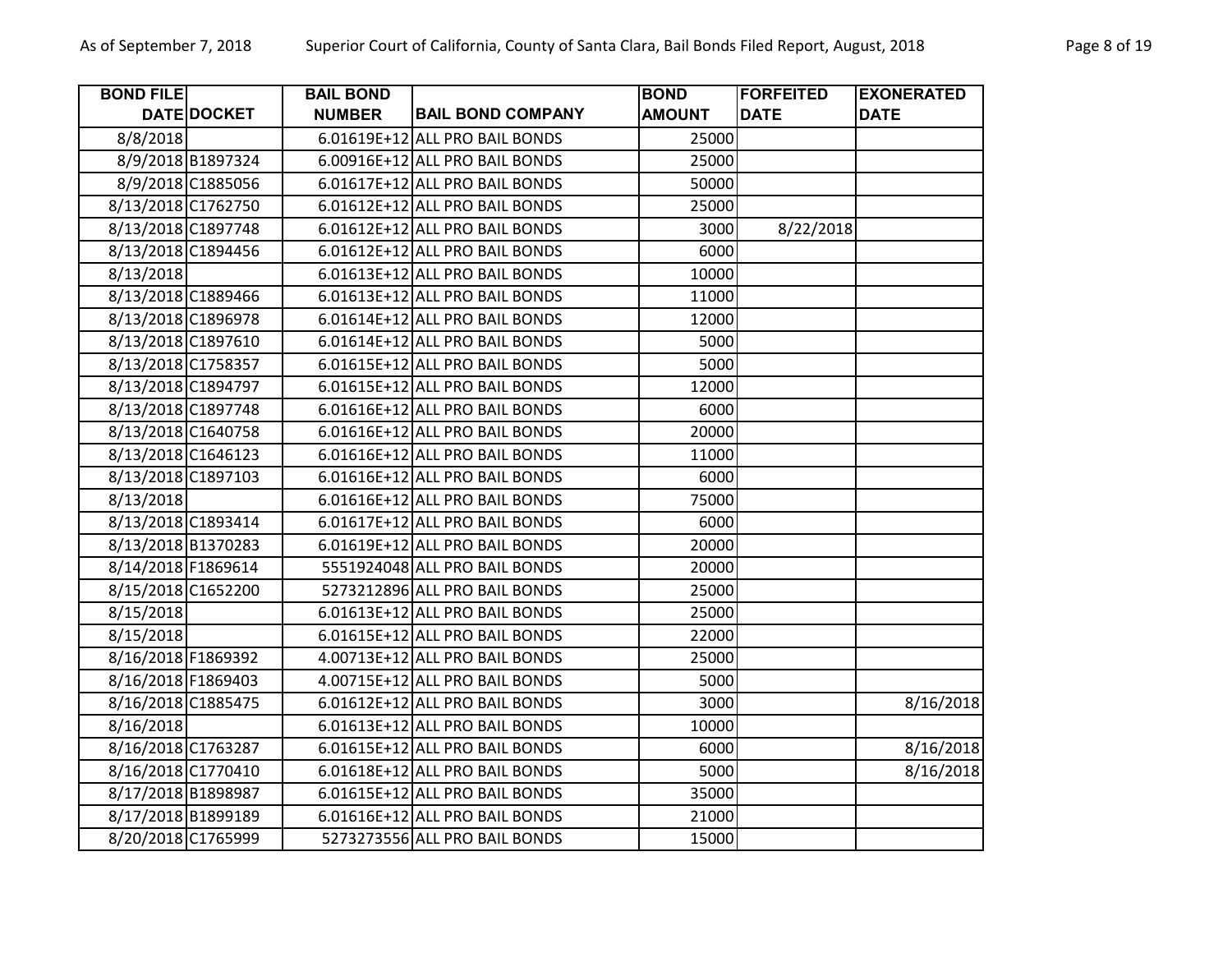| BOND FILE DATE | DOCKET | BAIL BOND NUMBER | BAIL BOND COMPANY | BOND AMOUNT | FORFEITED DATE | EXONERATED DATE |
|---|---|---|---|---|---|---|
| 8/8/2018 | | 6.01619E+12 | ALL PRO BAIL BONDS | 25000 | | |
| 8/9/2018 | B1897324 | 6.00916E+12 | ALL PRO BAIL BONDS | 25000 | | |
| 8/9/2018 | C1885056 | 6.01617E+12 | ALL PRO BAIL BONDS | 50000 | | |
| 8/13/2018 | C1762750 | 6.01612E+12 | ALL PRO BAIL BONDS | 25000 | | |
| 8/13/2018 | C1897748 | 6.01612E+12 | ALL PRO BAIL BONDS | 3000 | 8/22/2018 | |
| 8/13/2018 | C1894456 | 6.01612E+12 | ALL PRO BAIL BONDS | 6000 | | |
| 8/13/2018 | | 6.01613E+12 | ALL PRO BAIL BONDS | 10000 | | |
| 8/13/2018 | C1889466 | 6.01613E+12 | ALL PRO BAIL BONDS | 11000 | | |
| 8/13/2018 | C1896978 | 6.01614E+12 | ALL PRO BAIL BONDS | 12000 | | |
| 8/13/2018 | C1897610 | 6.01614E+12 | ALL PRO BAIL BONDS | 5000 | | |
| 8/13/2018 | C1758357 | 6.01615E+12 | ALL PRO BAIL BONDS | 5000 | | |
| 8/13/2018 | C1894797 | 6.01615E+12 | ALL PRO BAIL BONDS | 12000 | | |
| 8/13/2018 | C1897748 | 6.01616E+12 | ALL PRO BAIL BONDS | 6000 | | |
| 8/13/2018 | C1640758 | 6.01616E+12 | ALL PRO BAIL BONDS | 20000 | | |
| 8/13/2018 | C1646123 | 6.01616E+12 | ALL PRO BAIL BONDS | 11000 | | |
| 8/13/2018 | C1897103 | 6.01616E+12 | ALL PRO BAIL BONDS | 6000 | | |
| 8/13/2018 | | 6.01616E+12 | ALL PRO BAIL BONDS | 75000 | | |
| 8/13/2018 | C1893414 | 6.01617E+12 | ALL PRO BAIL BONDS | 6000 | | |
| 8/13/2018 | B1370283 | 6.01619E+12 | ALL PRO BAIL BONDS | 20000 | | |
| 8/14/2018 | F1869614 | 5551924048 | ALL PRO BAIL BONDS | 20000 | | |
| 8/15/2018 | C1652200 | 5273212896 | ALL PRO BAIL BONDS | 25000 | | |
| 8/15/2018 | | 6.01613E+12 | ALL PRO BAIL BONDS | 25000 | | |
| 8/15/2018 | | 6.01615E+12 | ALL PRO BAIL BONDS | 22000 | | |
| 8/16/2018 | F1869392 | 4.00713E+12 | ALL PRO BAIL BONDS | 25000 | | |
| 8/16/2018 | F1869403 | 4.00715E+12 | ALL PRO BAIL BONDS | 5000 | | |
| 8/16/2018 | C1885475 | 6.01612E+12 | ALL PRO BAIL BONDS | 3000 | | 8/16/2018 |
| 8/16/2018 | | 6.01613E+12 | ALL PRO BAIL BONDS | 10000 | | |
| 8/16/2018 | C1763287 | 6.01615E+12 | ALL PRO BAIL BONDS | 6000 | | 8/16/2018 |
| 8/16/2018 | C1770410 | 6.01618E+12 | ALL PRO BAIL BONDS | 5000 | | 8/16/2018 |
| 8/17/2018 | B1898987 | 6.01615E+12 | ALL PRO BAIL BONDS | 35000 | | |
| 8/17/2018 | B1899189 | 6.01616E+12 | ALL PRO BAIL BONDS | 21000 | | |
| 8/20/2018 | C1765999 | 5273273556 | ALL PRO BAIL BONDS | 15000 | | |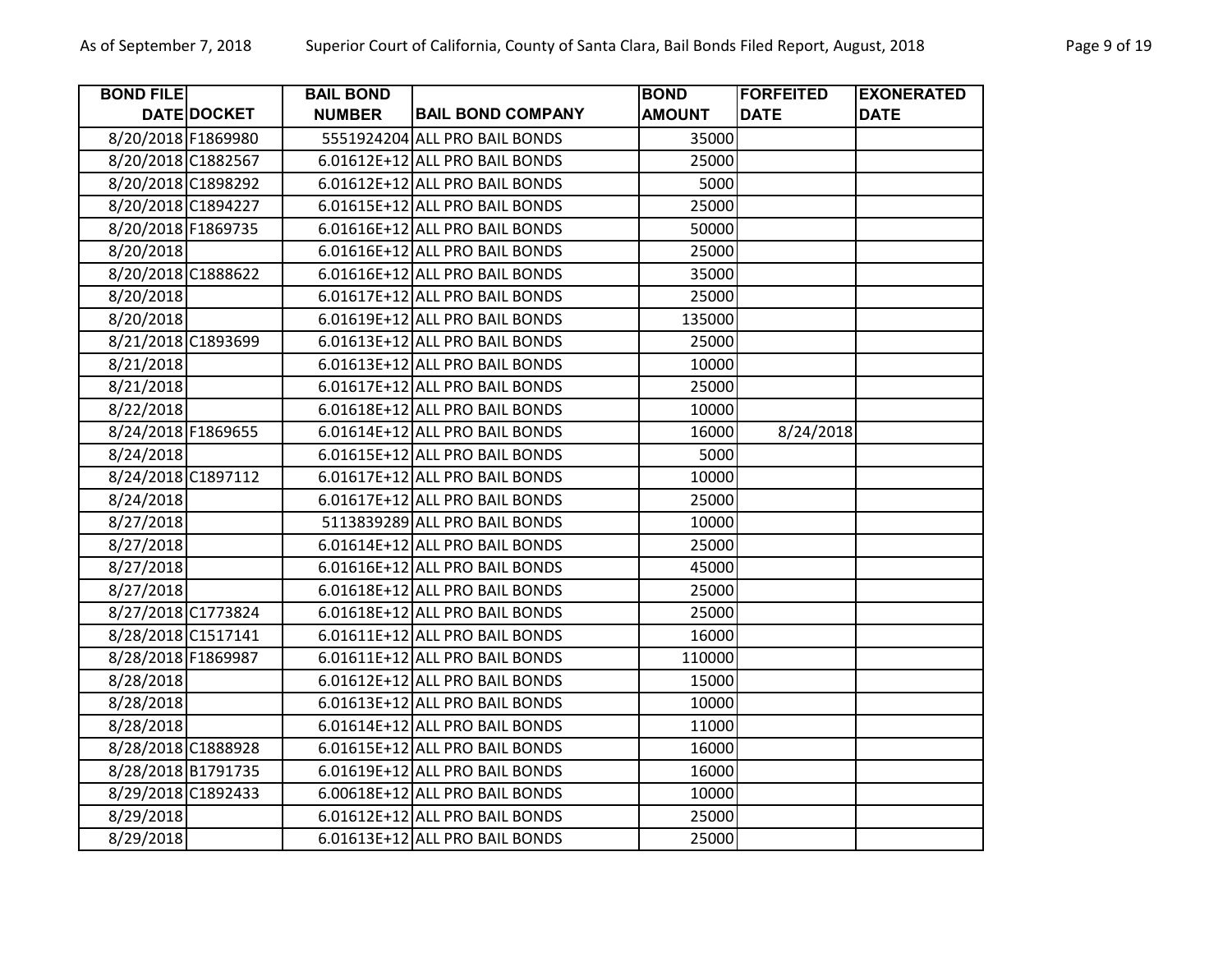| BOND FILE DATE | DOCKET | BAIL BOND NUMBER | BAIL BOND COMPANY | BOND AMOUNT | FORFEITED DATE | EXONERATED DATE |
|---|---|---|---|---|---|---|
| 8/20/2018 | F1869980 | 5551924204 | ALL PRO BAIL BONDS | 35000 | | |
| 8/20/2018 | C1882567 | 6.01612E+12 | ALL PRO BAIL BONDS | 25000 | | |
| 8/20/2018 | C1898292 | 6.01612E+12 | ALL PRO BAIL BONDS | 5000 | | |
| 8/20/2018 | C1894227 | 6.01615E+12 | ALL PRO BAIL BONDS | 25000 | | |
| 8/20/2018 | F1869735 | 6.01616E+12 | ALL PRO BAIL BONDS | 50000 | | |
| 8/20/2018 | | 6.01616E+12 | ALL PRO BAIL BONDS | 25000 | | |
| 8/20/2018 | C1888622 | 6.01616E+12 | ALL PRO BAIL BONDS | 35000 | | |
| 8/20/2018 | | 6.01617E+12 | ALL PRO BAIL BONDS | 25000 | | |
| 8/20/2018 | | 6.01619E+12 | ALL PRO BAIL BONDS | 135000 | | |
| 8/21/2018 | C1893699 | 6.01613E+12 | ALL PRO BAIL BONDS | 25000 | | |
| 8/21/2018 | | 6.01613E+12 | ALL PRO BAIL BONDS | 10000 | | |
| 8/21/2018 | | 6.01617E+12 | ALL PRO BAIL BONDS | 25000 | | |
| 8/22/2018 | | 6.01618E+12 | ALL PRO BAIL BONDS | 10000 | | |
| 8/24/2018 | F1869655 | 6.01614E+12 | ALL PRO BAIL BONDS | 16000 | 8/24/2018 | |
| 8/24/2018 | | 6.01615E+12 | ALL PRO BAIL BONDS | 5000 | | |
| 8/24/2018 | C1897112 | 6.01617E+12 | ALL PRO BAIL BONDS | 10000 | | |
| 8/24/2018 | | 6.01617E+12 | ALL PRO BAIL BONDS | 25000 | | |
| 8/27/2018 | | 5113839289 | ALL PRO BAIL BONDS | 10000 | | |
| 8/27/2018 | | 6.01614E+12 | ALL PRO BAIL BONDS | 25000 | | |
| 8/27/2018 | | 6.01616E+12 | ALL PRO BAIL BONDS | 45000 | | |
| 8/27/2018 | | 6.01618E+12 | ALL PRO BAIL BONDS | 25000 | | |
| 8/27/2018 | C1773824 | 6.01618E+12 | ALL PRO BAIL BONDS | 25000 | | |
| 8/28/2018 | C1517141 | 6.01611E+12 | ALL PRO BAIL BONDS | 16000 | | |
| 8/28/2018 | F1869987 | 6.01611E+12 | ALL PRO BAIL BONDS | 110000 | | |
| 8/28/2018 | | 6.01612E+12 | ALL PRO BAIL BONDS | 15000 | | |
| 8/28/2018 | | 6.01613E+12 | ALL PRO BAIL BONDS | 10000 | | |
| 8/28/2018 | | 6.01614E+12 | ALL PRO BAIL BONDS | 11000 | | |
| 8/28/2018 | C1888928 | 6.01615E+12 | ALL PRO BAIL BONDS | 16000 | | |
| 8/28/2018 | B1791735 | 6.01619E+12 | ALL PRO BAIL BONDS | 16000 | | |
| 8/29/2018 | C1892433 | 6.00618E+12 | ALL PRO BAIL BONDS | 10000 | | |
| 8/29/2018 | | 6.01612E+12 | ALL PRO BAIL BONDS | 25000 | | |
| 8/29/2018 | | 6.01613E+12 | ALL PRO BAIL BONDS | 25000 | | |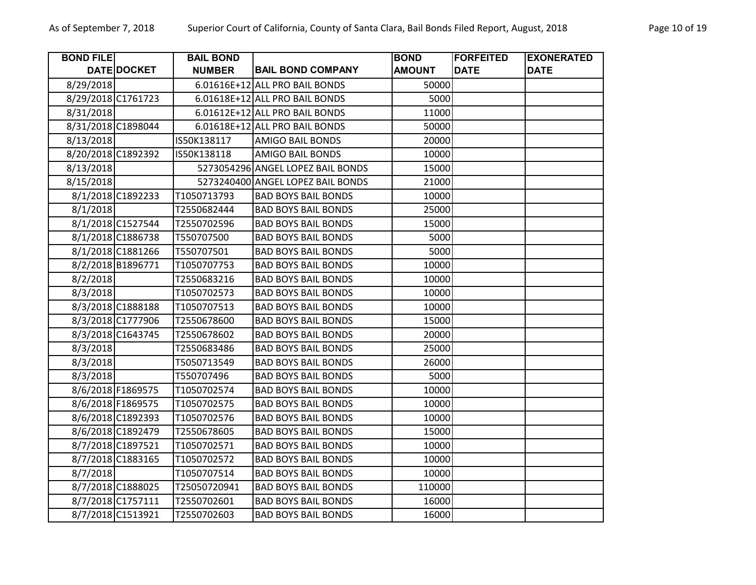| BOND FILE DATE | DOCKET | BAIL BOND NUMBER | BAIL BOND COMPANY | BOND AMOUNT | FORFEITED DATE | EXONERATED DATE |
|---|---|---|---|---|---|---|
| 8/29/2018 | | 6.01616E+12 | ALL PRO BAIL BONDS | 50000 | | |
| 8/29/2018 | C1761723 | 6.01618E+12 | ALL PRO BAIL BONDS | 5000 | | |
| 8/31/2018 | | 6.01612E+12 | ALL PRO BAIL BONDS | 11000 | | |
| 8/31/2018 | C1898044 | 6.01618E+12 | ALL PRO BAIL BONDS | 50000 | | |
| 8/13/2018 | | IS50K138117 | AMIGO BAIL BONDS | 20000 | | |
| 8/20/2018 | C1892392 | IS50K138118 | AMIGO BAIL BONDS | 10000 | | |
| 8/13/2018 | | 5273054296 | ANGEL LOPEZ BAIL BONDS | 15000 | | |
| 8/15/2018 | | 5273240400 | ANGEL LOPEZ BAIL BONDS | 21000 | | |
| 8/1/2018 | C1892233 | T1050713793 | BAD BOYS BAIL BONDS | 10000 | | |
| 8/1/2018 | | T2550682444 | BAD BOYS BAIL BONDS | 25000 | | |
| 8/1/2018 | C1527544 | T2550702596 | BAD BOYS BAIL BONDS | 15000 | | |
| 8/1/2018 | C1886738 | T550707500 | BAD BOYS BAIL BONDS | 5000 | | |
| 8/1/2018 | C1881266 | T550707501 | BAD BOYS BAIL BONDS | 5000 | | |
| 8/2/2018 | B1896771 | T1050707753 | BAD BOYS BAIL BONDS | 10000 | | |
| 8/2/2018 | | T2550683216 | BAD BOYS BAIL BONDS | 10000 | | |
| 8/3/2018 | | T1050702573 | BAD BOYS BAIL BONDS | 10000 | | |
| 8/3/2018 | C1888188 | T1050707513 | BAD BOYS BAIL BONDS | 10000 | | |
| 8/3/2018 | C1777906 | T2550678600 | BAD BOYS BAIL BONDS | 15000 | | |
| 8/3/2018 | C1643745 | T2550678602 | BAD BOYS BAIL BONDS | 20000 | | |
| 8/3/2018 | | T2550683486 | BAD BOYS BAIL BONDS | 25000 | | |
| 8/3/2018 | | T5050713549 | BAD BOYS BAIL BONDS | 26000 | | |
| 8/3/2018 | | T550707496 | BAD BOYS BAIL BONDS | 5000 | | |
| 8/6/2018 | F1869575 | T1050702574 | BAD BOYS BAIL BONDS | 10000 | | |
| 8/6/2018 | F1869575 | T1050702575 | BAD BOYS BAIL BONDS | 10000 | | |
| 8/6/2018 | C1892393 | T1050702576 | BAD BOYS BAIL BONDS | 10000 | | |
| 8/6/2018 | C1892479 | T2550678605 | BAD BOYS BAIL BONDS | 15000 | | |
| 8/7/2018 | C1897521 | T1050702571 | BAD BOYS BAIL BONDS | 10000 | | |
| 8/7/2018 | C1883165 | T1050702572 | BAD BOYS BAIL BONDS | 10000 | | |
| 8/7/2018 | | T1050707514 | BAD BOYS BAIL BONDS | 10000 | | |
| 8/7/2018 | C1888025 | T25050720941 | BAD BOYS BAIL BONDS | 110000 | | |
| 8/7/2018 | C1757111 | T2550702601 | BAD BOYS BAIL BONDS | 16000 | | |
| 8/7/2018 | C1513921 | T2550702603 | BAD BOYS BAIL BONDS | 16000 | | |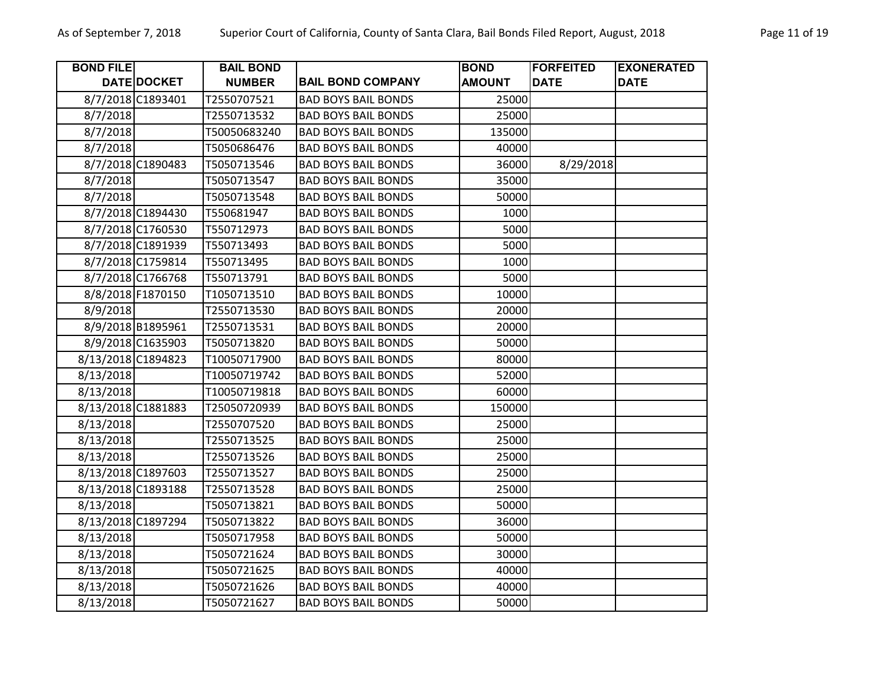| BOND FILE DATE | DOCKET | BAIL BOND NUMBER | BAIL BOND COMPANY | BOND AMOUNT | FORFEITED DATE | EXONERATED DATE |
|---|---|---|---|---|---|---|
| 8/7/2018 | C1893401 | T2550707521 | BAD BOYS BAIL BONDS | 25000 | | |
| 8/7/2018 | | T2550713532 | BAD BOYS BAIL BONDS | 25000 | | |
| 8/7/2018 | | T50050683240 | BAD BOYS BAIL BONDS | 135000 | | |
| 8/7/2018 | | T5050686476 | BAD BOYS BAIL BONDS | 40000 | | |
| 8/7/2018 | C1890483 | T5050713546 | BAD BOYS BAIL BONDS | 36000 | 8/29/2018 | |
| 8/7/2018 | | T5050713547 | BAD BOYS BAIL BONDS | 35000 | | |
| 8/7/2018 | | T5050713548 | BAD BOYS BAIL BONDS | 50000 | | |
| 8/7/2018 | C1894430 | T550681947 | BAD BOYS BAIL BONDS | 1000 | | |
| 8/7/2018 | C1760530 | T550712973 | BAD BOYS BAIL BONDS | 5000 | | |
| 8/7/2018 | C1891939 | T550713493 | BAD BOYS BAIL BONDS | 5000 | | |
| 8/7/2018 | C1759814 | T550713495 | BAD BOYS BAIL BONDS | 1000 | | |
| 8/7/2018 | C1766768 | T550713791 | BAD BOYS BAIL BONDS | 5000 | | |
| 8/8/2018 | F1870150 | T1050713510 | BAD BOYS BAIL BONDS | 10000 | | |
| 8/9/2018 | | T2550713530 | BAD BOYS BAIL BONDS | 20000 | | |
| 8/9/2018 | B1895961 | T2550713531 | BAD BOYS BAIL BONDS | 20000 | | |
| 8/9/2018 | C1635903 | T5050713820 | BAD BOYS BAIL BONDS | 50000 | | |
| 8/13/2018 | C1894823 | T10050717900 | BAD BOYS BAIL BONDS | 80000 | | |
| 8/13/2018 | | T10050719742 | BAD BOYS BAIL BONDS | 52000 | | |
| 8/13/2018 | | T10050719818 | BAD BOYS BAIL BONDS | 60000 | | |
| 8/13/2018 | C1881883 | T25050720939 | BAD BOYS BAIL BONDS | 150000 | | |
| 8/13/2018 | | T2550707520 | BAD BOYS BAIL BONDS | 25000 | | |
| 8/13/2018 | | T2550713525 | BAD BOYS BAIL BONDS | 25000 | | |
| 8/13/2018 | | T2550713526 | BAD BOYS BAIL BONDS | 25000 | | |
| 8/13/2018 | C1897603 | T2550713527 | BAD BOYS BAIL BONDS | 25000 | | |
| 8/13/2018 | C1893188 | T2550713528 | BAD BOYS BAIL BONDS | 25000 | | |
| 8/13/2018 | | T5050713821 | BAD BOYS BAIL BONDS | 50000 | | |
| 8/13/2018 | C1897294 | T5050713822 | BAD BOYS BAIL BONDS | 36000 | | |
| 8/13/2018 | | T5050717958 | BAD BOYS BAIL BONDS | 50000 | | |
| 8/13/2018 | | T5050721624 | BAD BOYS BAIL BONDS | 30000 | | |
| 8/13/2018 | | T5050721625 | BAD BOYS BAIL BONDS | 40000 | | |
| 8/13/2018 | | T5050721626 | BAD BOYS BAIL BONDS | 40000 | | |
| 8/13/2018 | | T5050721627 | BAD BOYS BAIL BONDS | 50000 | | |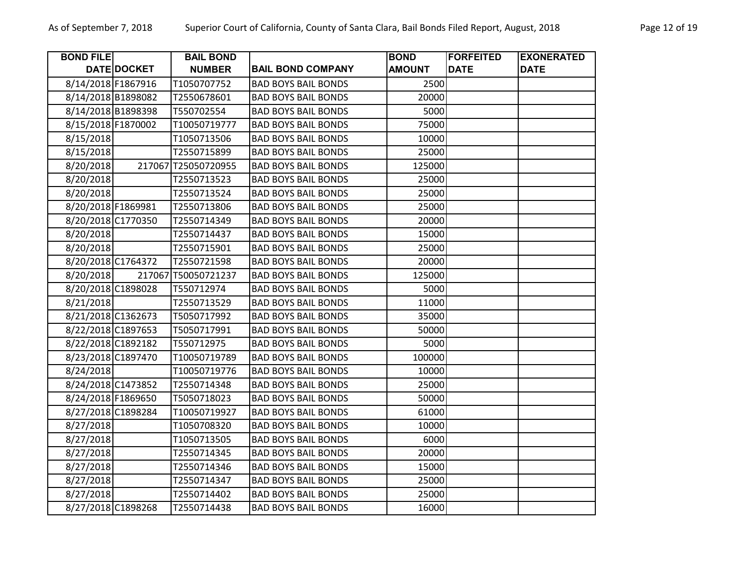| BOND FILE DATE | DOCKET | BAIL BOND NUMBER | BAIL BOND COMPANY | BOND AMOUNT | FORFEITED DATE | EXONERATED DATE |
|---|---|---|---|---|---|---|
| 8/14/2018 | F1867916 | T1050707752 | BAD BOYS BAIL BONDS | 2500 | | |
| 8/14/2018 | B1898082 | T2550678601 | BAD BOYS BAIL BONDS | 20000 | | |
| 8/14/2018 | B1898398 | T550702554 | BAD BOYS BAIL BONDS | 5000 | | |
| 8/15/2018 | F1870002 | T10050719777 | BAD BOYS BAIL BONDS | 75000 | | |
| 8/15/2018 | | T1050713506 | BAD BOYS BAIL BONDS | 10000 | | |
| 8/15/2018 | | T2550715899 | BAD BOYS BAIL BONDS | 25000 | | |
| 8/20/2018 | 217067 | T25050720955 | BAD BOYS BAIL BONDS | 125000 | | |
| 8/20/2018 | | T2550713523 | BAD BOYS BAIL BONDS | 25000 | | |
| 8/20/2018 | | T2550713524 | BAD BOYS BAIL BONDS | 25000 | | |
| 8/20/2018 | F1869981 | T2550713806 | BAD BOYS BAIL BONDS | 25000 | | |
| 8/20/2018 | C1770350 | T2550714349 | BAD BOYS BAIL BONDS | 20000 | | |
| 8/20/2018 | | T2550714437 | BAD BOYS BAIL BONDS | 15000 | | |
| 8/20/2018 | | T2550715901 | BAD BOYS BAIL BONDS | 25000 | | |
| 8/20/2018 | C1764372 | T2550721598 | BAD BOYS BAIL BONDS | 20000 | | |
| 8/20/2018 | 217067 | T50050721237 | BAD BOYS BAIL BONDS | 125000 | | |
| 8/20/2018 | C1898028 | T550712974 | BAD BOYS BAIL BONDS | 5000 | | |
| 8/21/2018 | | T2550713529 | BAD BOYS BAIL BONDS | 11000 | | |
| 8/21/2018 | C1362673 | T5050717992 | BAD BOYS BAIL BONDS | 35000 | | |
| 8/22/2018 | C1897653 | T5050717991 | BAD BOYS BAIL BONDS | 50000 | | |
| 8/22/2018 | C1892182 | T550712975 | BAD BOYS BAIL BONDS | 5000 | | |
| 8/23/2018 | C1897470 | T10050719789 | BAD BOYS BAIL BONDS | 100000 | | |
| 8/24/2018 | | T10050719776 | BAD BOYS BAIL BONDS | 10000 | | |
| 8/24/2018 | C1473852 | T2550714348 | BAD BOYS BAIL BONDS | 25000 | | |
| 8/24/2018 | F1869650 | T5050718023 | BAD BOYS BAIL BONDS | 50000 | | |
| 8/27/2018 | C1898284 | T10050719927 | BAD BOYS BAIL BONDS | 61000 | | |
| 8/27/2018 | | T1050708320 | BAD BOYS BAIL BONDS | 10000 | | |
| 8/27/2018 | | T1050713505 | BAD BOYS BAIL BONDS | 6000 | | |
| 8/27/2018 | | T2550714345 | BAD BOYS BAIL BONDS | 20000 | | |
| 8/27/2018 | | T2550714346 | BAD BOYS BAIL BONDS | 15000 | | |
| 8/27/2018 | | T2550714347 | BAD BOYS BAIL BONDS | 25000 | | |
| 8/27/2018 | | T2550714402 | BAD BOYS BAIL BONDS | 25000 | | |
| 8/27/2018 | C1898268 | T2550714438 | BAD BOYS BAIL BONDS | 16000 | | |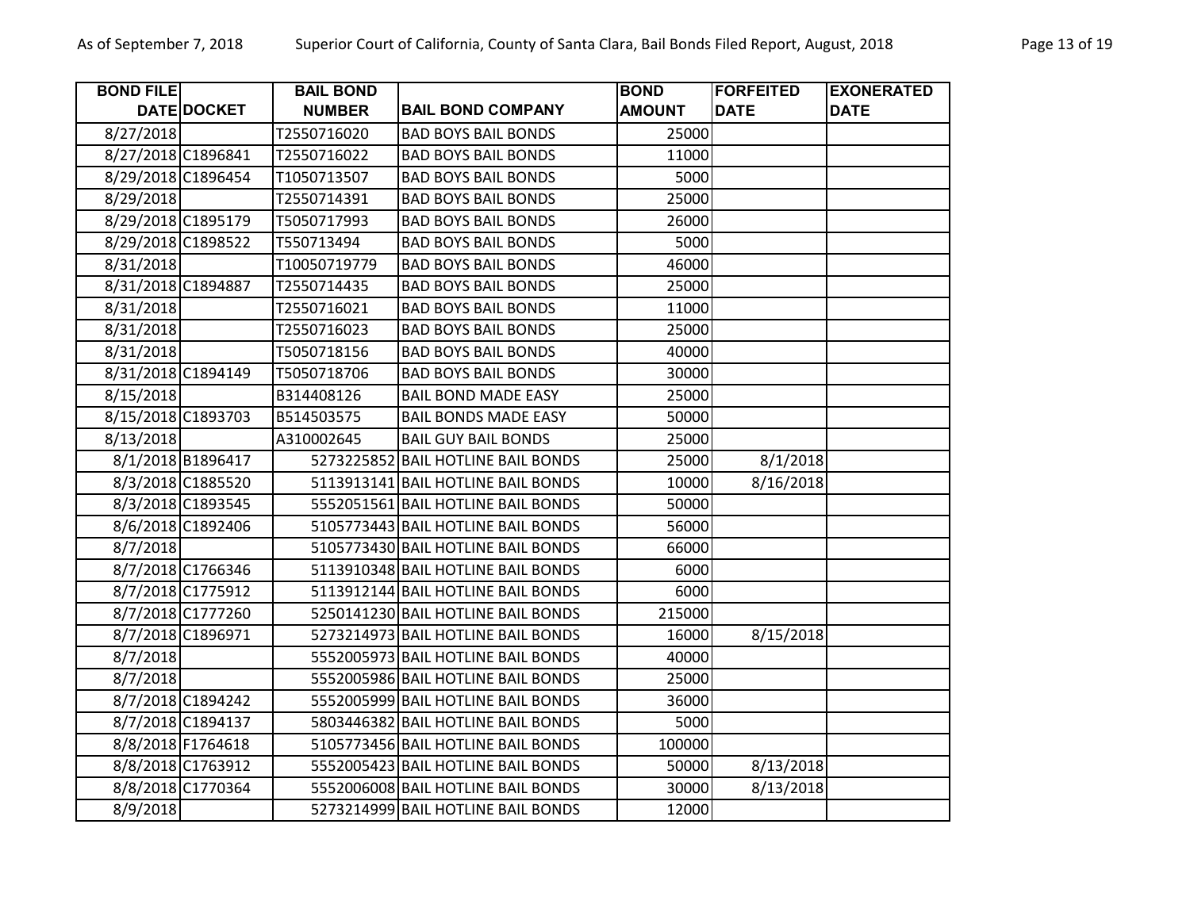| BOND FILE DATE | DOCKET | BAIL BOND NUMBER | BAIL BOND COMPANY | BOND AMOUNT | FORFEITED DATE | EXONERATED DATE |
|---|---|---|---|---|---|---|
| 8/27/2018 | | T2550716020 | BAD BOYS BAIL BONDS | 25000 | | |
| 8/27/2018 | C1896841 | T2550716022 | BAD BOYS BAIL BONDS | 11000 | | |
| 8/29/2018 | C1896454 | T1050713507 | BAD BOYS BAIL BONDS | 5000 | | |
| 8/29/2018 | | T2550714391 | BAD BOYS BAIL BONDS | 25000 | | |
| 8/29/2018 | C1895179 | T5050717993 | BAD BOYS BAIL BONDS | 26000 | | |
| 8/29/2018 | C1898522 | T550713494 | BAD BOYS BAIL BONDS | 5000 | | |
| 8/31/2018 | | T10050719779 | BAD BOYS BAIL BONDS | 46000 | | |
| 8/31/2018 | C1894887 | T2550714435 | BAD BOYS BAIL BONDS | 25000 | | |
| 8/31/2018 | | T2550716021 | BAD BOYS BAIL BONDS | 11000 | | |
| 8/31/2018 | | T2550716023 | BAD BOYS BAIL BONDS | 25000 | | |
| 8/31/2018 | | T5050718156 | BAD BOYS BAIL BONDS | 40000 | | |
| 8/31/2018 | C1894149 | T5050718706 | BAD BOYS BAIL BONDS | 30000 | | |
| 8/15/2018 | | B314408126 | BAIL BOND MADE EASY | 25000 | | |
| 8/15/2018 | C1893703 | B514503575 | BAIL BONDS MADE EASY | 50000 | | |
| 8/13/2018 | | A310002645 | BAIL GUY BAIL BONDS | 25000 | | |
| 8/1/2018 | B1896417 | 5273225852 | BAIL HOTLINE BAIL BONDS | 25000 | 8/1/2018 | |
| 8/3/2018 | C1885520 | 5113913141 | BAIL HOTLINE BAIL BONDS | 10000 | 8/16/2018 | |
| 8/3/2018 | C1893545 | 5552051561 | BAIL HOTLINE BAIL BONDS | 50000 | | |
| 8/6/2018 | C1892406 | 5105773443 | BAIL HOTLINE BAIL BONDS | 56000 | | |
| 8/7/2018 | | 5105773430 | BAIL HOTLINE BAIL BONDS | 66000 | | |
| 8/7/2018 | C1766346 | 5113910348 | BAIL HOTLINE BAIL BONDS | 6000 | | |
| 8/7/2018 | C1775912 | 5113912144 | BAIL HOTLINE BAIL BONDS | 6000 | | |
| 8/7/2018 | C1777260 | 5250141230 | BAIL HOTLINE BAIL BONDS | 215000 | | |
| 8/7/2018 | C1896971 | 5273214973 | BAIL HOTLINE BAIL BONDS | 16000 | 8/15/2018 | |
| 8/7/2018 | | 5552005973 | BAIL HOTLINE BAIL BONDS | 40000 | | |
| 8/7/2018 | | 5552005986 | BAIL HOTLINE BAIL BONDS | 25000 | | |
| 8/7/2018 | C1894242 | 5552005999 | BAIL HOTLINE BAIL BONDS | 36000 | | |
| 8/7/2018 | C1894137 | 5803446382 | BAIL HOTLINE BAIL BONDS | 5000 | | |
| 8/8/2018 | F1764618 | 5105773456 | BAIL HOTLINE BAIL BONDS | 100000 | | |
| 8/8/2018 | C1763912 | 5552005423 | BAIL HOTLINE BAIL BONDS | 50000 | 8/13/2018 | |
| 8/8/2018 | C1770364 | 5552006008 | BAIL HOTLINE BAIL BONDS | 30000 | 8/13/2018 | |
| 8/9/2018 | | 5273214999 | BAIL HOTLINE BAIL BONDS | 12000 | | |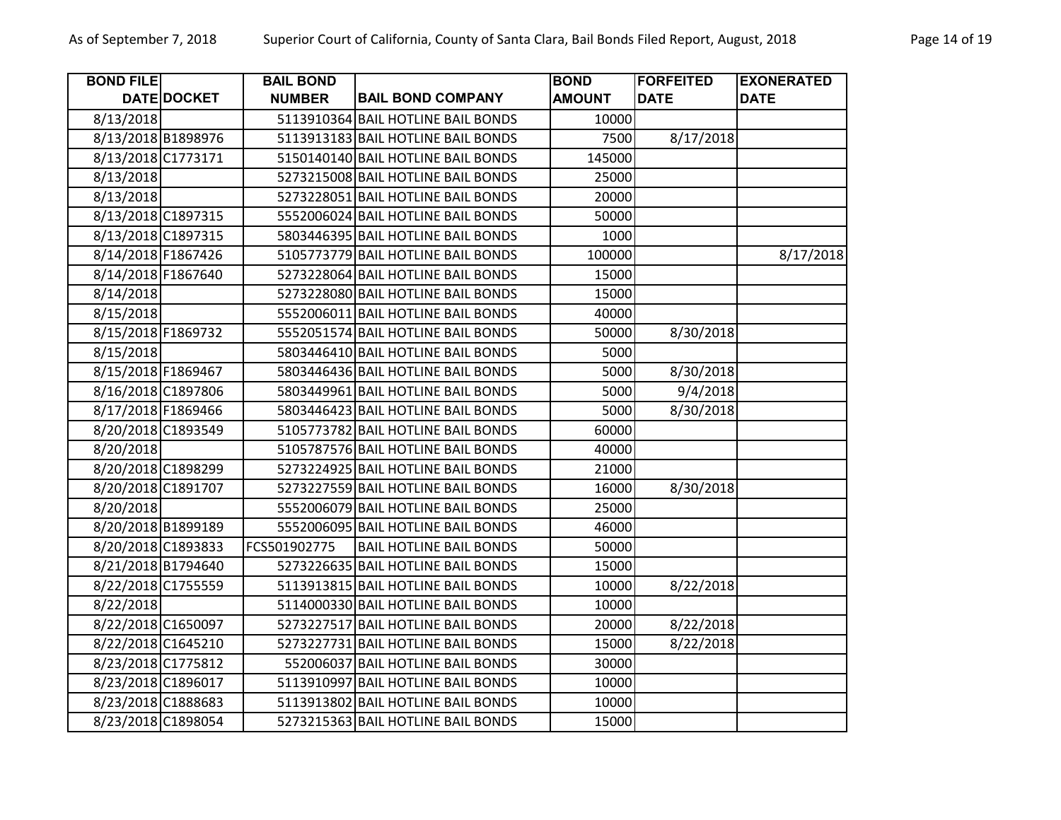| BOND FILE DATE | DOCKET | BAIL BOND NUMBER | BAIL BOND COMPANY | BOND AMOUNT | FORFEITED DATE | EXONERATED DATE |
|---|---|---|---|---|---|---|
| 8/13/2018 | | 5113910364 | BAIL HOTLINE BAIL BONDS | 10000 | | |
| 8/13/2018 | B1898976 | 5113913183 | BAIL HOTLINE BAIL BONDS | 7500 | 8/17/2018 | |
| 8/13/2018 | C1773171 | 5150140140 | BAIL HOTLINE BAIL BONDS | 145000 | | |
| 8/13/2018 | | 5273215008 | BAIL HOTLINE BAIL BONDS | 25000 | | |
| 8/13/2018 | | 5273228051 | BAIL HOTLINE BAIL BONDS | 20000 | | |
| 8/13/2018 | C1897315 | 5552006024 | BAIL HOTLINE BAIL BONDS | 50000 | | |
| 8/13/2018 | C1897315 | 5803446395 | BAIL HOTLINE BAIL BONDS | 1000 | | |
| 8/14/2018 | F1867426 | 5105773779 | BAIL HOTLINE BAIL BONDS | 100000 | | 8/17/2018 |
| 8/14/2018 | F1867640 | 5273228064 | BAIL HOTLINE BAIL BONDS | 15000 | | |
| 8/14/2018 | | 5273228080 | BAIL HOTLINE BAIL BONDS | 15000 | | |
| 8/15/2018 | | 5552006011 | BAIL HOTLINE BAIL BONDS | 40000 | | |
| 8/15/2018 | F1869732 | 5552051574 | BAIL HOTLINE BAIL BONDS | 50000 | 8/30/2018 | |
| 8/15/2018 | | 5803446410 | BAIL HOTLINE BAIL BONDS | 5000 | | |
| 8/15/2018 | F1869467 | 5803446436 | BAIL HOTLINE BAIL BONDS | 5000 | 8/30/2018 | |
| 8/16/2018 | C1897806 | 5803449961 | BAIL HOTLINE BAIL BONDS | 5000 | 9/4/2018 | |
| 8/17/2018 | F1869466 | 5803446423 | BAIL HOTLINE BAIL BONDS | 5000 | 8/30/2018 | |
| 8/20/2018 | C1893549 | 5105773782 | BAIL HOTLINE BAIL BONDS | 60000 | | |
| 8/20/2018 | | 5105787576 | BAIL HOTLINE BAIL BONDS | 40000 | | |
| 8/20/2018 | C1898299 | 5273224925 | BAIL HOTLINE BAIL BONDS | 21000 | | |
| 8/20/2018 | C1891707 | 5273227559 | BAIL HOTLINE BAIL BONDS | 16000 | 8/30/2018 | |
| 8/20/2018 | | 5552006079 | BAIL HOTLINE BAIL BONDS | 25000 | | |
| 8/20/2018 | B1899189 | 5552006095 | BAIL HOTLINE BAIL BONDS | 46000 | | |
| 8/20/2018 | C1893833 | FCS501902775 | BAIL HOTLINE BAIL BONDS | 50000 | | |
| 8/21/2018 | B1794640 | 5273226635 | BAIL HOTLINE BAIL BONDS | 15000 | | |
| 8/22/2018 | C1755559 | 5113913815 | BAIL HOTLINE BAIL BONDS | 10000 | 8/22/2018 | |
| 8/22/2018 | | 5114000330 | BAIL HOTLINE BAIL BONDS | 10000 | | |
| 8/22/2018 | C1650097 | 5273227517 | BAIL HOTLINE BAIL BONDS | 20000 | 8/22/2018 | |
| 8/22/2018 | C1645210 | 5273227731 | BAIL HOTLINE BAIL BONDS | 15000 | 8/22/2018 | |
| 8/23/2018 | C1775812 | 552006037 | BAIL HOTLINE BAIL BONDS | 30000 | | |
| 8/23/2018 | C1896017 | 5113910997 | BAIL HOTLINE BAIL BONDS | 10000 | | |
| 8/23/2018 | C1888683 | 5113913802 | BAIL HOTLINE BAIL BONDS | 10000 | | |
| 8/23/2018 | C1898054 | 5273215363 | BAIL HOTLINE BAIL BONDS | 15000 | | |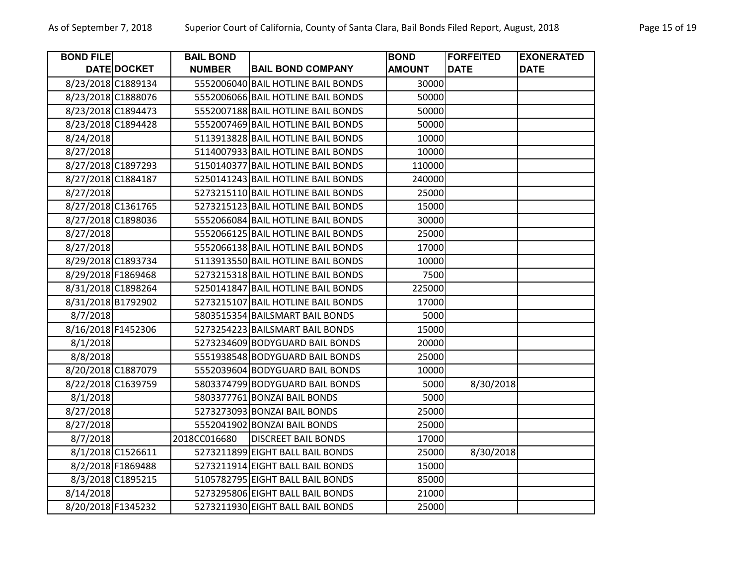| BOND FILE DATE | DOCKET | BAIL BOND NUMBER | BAIL BOND COMPANY | BOND AMOUNT | FORFEITED DATE | EXONERATED DATE |
|---|---|---|---|---|---|---|
| 8/23/2018 | C1889134 | 5552006040 | BAIL HOTLINE BAIL BONDS | 30000 | | |
| 8/23/2018 | C1888076 | 5552006066 | BAIL HOTLINE BAIL BONDS | 50000 | | |
| 8/23/2018 | C1894473 | 5552007188 | BAIL HOTLINE BAIL BONDS | 50000 | | |
| 8/23/2018 | C1894428 | 5552007469 | BAIL HOTLINE BAIL BONDS | 50000 | | |
| 8/24/2018 | | 5113913828 | BAIL HOTLINE BAIL BONDS | 10000 | | |
| 8/27/2018 | | 5114007933 | BAIL HOTLINE BAIL BONDS | 10000 | | |
| 8/27/2018 | C1897293 | 5150140377 | BAIL HOTLINE BAIL BONDS | 110000 | | |
| 8/27/2018 | C1884187 | 5250141243 | BAIL HOTLINE BAIL BONDS | 240000 | | |
| 8/27/2018 | | 5273215110 | BAIL HOTLINE BAIL BONDS | 25000 | | |
| 8/27/2018 | C1361765 | 5273215123 | BAIL HOTLINE BAIL BONDS | 15000 | | |
| 8/27/2018 | C1898036 | 5552066084 | BAIL HOTLINE BAIL BONDS | 30000 | | |
| 8/27/2018 | | 5552066125 | BAIL HOTLINE BAIL BONDS | 25000 | | |
| 8/27/2018 | | 5552066138 | BAIL HOTLINE BAIL BONDS | 17000 | | |
| 8/29/2018 | C1893734 | 5113913550 | BAIL HOTLINE BAIL BONDS | 10000 | | |
| 8/29/2018 | F1869468 | 5273215318 | BAIL HOTLINE BAIL BONDS | 7500 | | |
| 8/31/2018 | C1898264 | 5250141847 | BAIL HOTLINE BAIL BONDS | 225000 | | |
| 8/31/2018 | B1792902 | 5273215107 | BAIL HOTLINE BAIL BONDS | 17000 | | |
| 8/7/2018 | | 5803515354 | BAILSMART BAIL BONDS | 5000 | | |
| 8/16/2018 | F1452306 | 5273254223 | BAILSMART BAIL BONDS | 15000 | | |
| 8/1/2018 | | 5273234609 | BODYGUARD BAIL BONDS | 20000 | | |
| 8/8/2018 | | 5551938548 | BODYGUARD BAIL BONDS | 25000 | | |
| 8/20/2018 | C1887079 | 5552039604 | BODYGUARD BAIL BONDS | 10000 | | |
| 8/22/2018 | C1639759 | 5803374799 | BODYGUARD BAIL BONDS | 5000 | 8/30/2018 | |
| 8/1/2018 | | 5803377761 | BONZAI BAIL BONDS | 5000 | | |
| 8/27/2018 | | 5273273093 | BONZAI BAIL BONDS | 25000 | | |
| 8/27/2018 | | 5552041902 | BONZAI BAIL BONDS | 25000 | | |
| 8/7/2018 | | 2018CC016680 | DISCREET BAIL BONDS | 17000 | | |
| 8/1/2018 | C1526611 | 5273211899 | EIGHT BALL BAIL BONDS | 25000 | 8/30/2018 | |
| 8/2/2018 | F1869488 | 5273211914 | EIGHT BALL BAIL BONDS | 15000 | | |
| 8/3/2018 | C1895215 | 5105782795 | EIGHT BALL BAIL BONDS | 85000 | | |
| 8/14/2018 | | 5273295806 | EIGHT BALL BAIL BONDS | 21000 | | |
| 8/20/2018 | F1345232 | 5273211930 | EIGHT BALL BAIL BONDS | 25000 | | |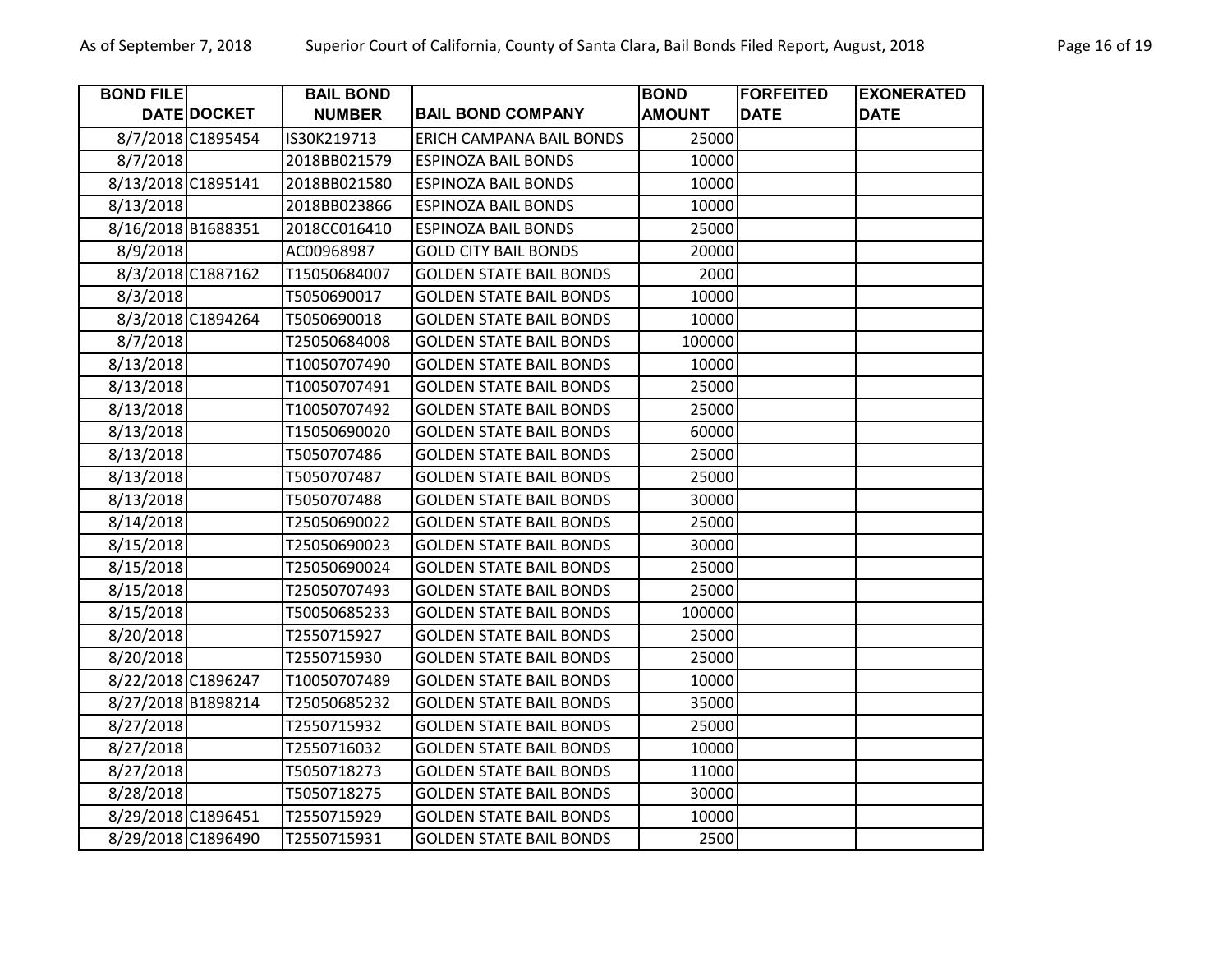| BOND FILE DATE | DOCKET | BAIL BOND NUMBER | BAIL BOND COMPANY | BOND AMOUNT | FORFEITED DATE | EXONERATED DATE |
|---|---|---|---|---|---|---|
| 8/7/2018 | C1895454 | IS30K219713 | ERICH CAMPANA BAIL BONDS | 25000 | | |
| 8/7/2018 | | 2018BB021579 | ESPINOZA BAIL BONDS | 10000 | | |
| 8/13/2018 | C1895141 | 2018BB021580 | ESPINOZA BAIL BONDS | 10000 | | |
| 8/13/2018 | | 2018BB023866 | ESPINOZA BAIL BONDS | 10000 | | |
| 8/16/2018 | B1688351 | 2018CC016410 | ESPINOZA BAIL BONDS | 25000 | | |
| 8/9/2018 | | AC00968987 | GOLD CITY BAIL BONDS | 20000 | | |
| 8/3/2018 | C1887162 | T15050684007 | GOLDEN STATE BAIL BONDS | 2000 | | |
| 8/3/2018 | | T5050690017 | GOLDEN STATE BAIL BONDS | 10000 | | |
| 8/3/2018 | C1894264 | T5050690018 | GOLDEN STATE BAIL BONDS | 10000 | | |
| 8/7/2018 | | T25050684008 | GOLDEN STATE BAIL BONDS | 100000 | | |
| 8/13/2018 | | T10050707490 | GOLDEN STATE BAIL BONDS | 10000 | | |
| 8/13/2018 | | T10050707491 | GOLDEN STATE BAIL BONDS | 25000 | | |
| 8/13/2018 | | T10050707492 | GOLDEN STATE BAIL BONDS | 25000 | | |
| 8/13/2018 | | T15050690020 | GOLDEN STATE BAIL BONDS | 60000 | | |
| 8/13/2018 | | T5050707486 | GOLDEN STATE BAIL BONDS | 25000 | | |
| 8/13/2018 | | T5050707487 | GOLDEN STATE BAIL BONDS | 25000 | | |
| 8/13/2018 | | T5050707488 | GOLDEN STATE BAIL BONDS | 30000 | | |
| 8/14/2018 | | T25050690022 | GOLDEN STATE BAIL BONDS | 25000 | | |
| 8/15/2018 | | T25050690023 | GOLDEN STATE BAIL BONDS | 30000 | | |
| 8/15/2018 | | T25050690024 | GOLDEN STATE BAIL BONDS | 25000 | | |
| 8/15/2018 | | T25050707493 | GOLDEN STATE BAIL BONDS | 25000 | | |
| 8/15/2018 | | T50050685233 | GOLDEN STATE BAIL BONDS | 100000 | | |
| 8/20/2018 | | T2550715927 | GOLDEN STATE BAIL BONDS | 25000 | | |
| 8/20/2018 | | T2550715930 | GOLDEN STATE BAIL BONDS | 25000 | | |
| 8/22/2018 | C1896247 | T10050707489 | GOLDEN STATE BAIL BONDS | 10000 | | |
| 8/27/2018 | B1898214 | T25050685232 | GOLDEN STATE BAIL BONDS | 35000 | | |
| 8/27/2018 | | T2550715932 | GOLDEN STATE BAIL BONDS | 25000 | | |
| 8/27/2018 | | T2550716032 | GOLDEN STATE BAIL BONDS | 10000 | | |
| 8/27/2018 | | T5050718273 | GOLDEN STATE BAIL BONDS | 11000 | | |
| 8/28/2018 | | T5050718275 | GOLDEN STATE BAIL BONDS | 30000 | | |
| 8/29/2018 | C1896451 | T2550715929 | GOLDEN STATE BAIL BONDS | 10000 | | |
| 8/29/2018 | C1896490 | T2550715931 | GOLDEN STATE BAIL BONDS | 2500 | | |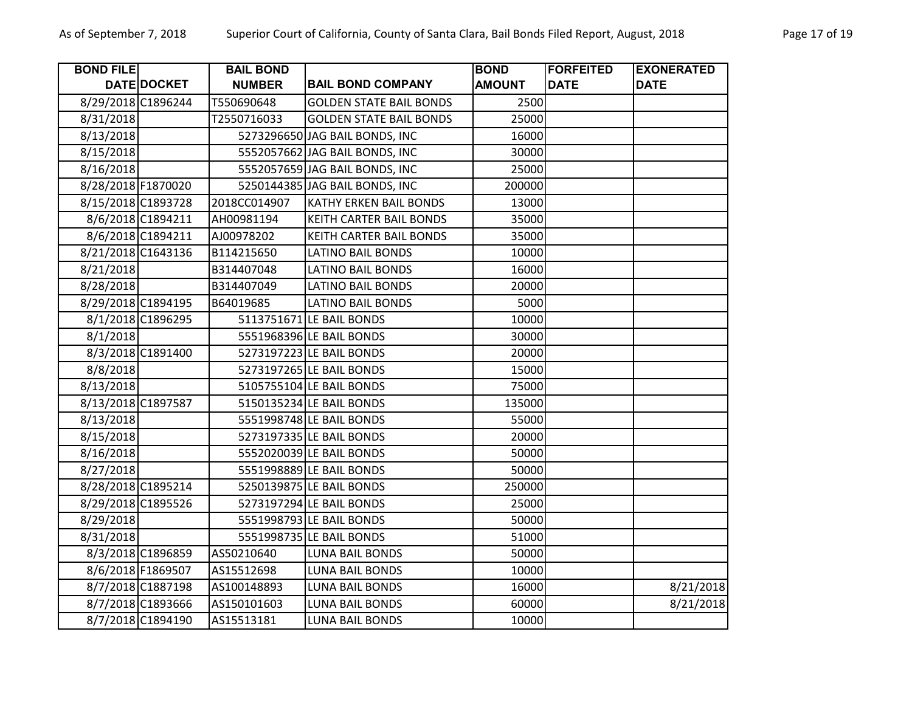| BOND FILE DATE | DOCKET | BAIL BOND NUMBER | BAIL BOND COMPANY | BOND AMOUNT | FORFEITED DATE | EXONERATED DATE |
|---|---|---|---|---|---|---|
| 8/29/2018 | C1896244 | T550690648 | GOLDEN STATE BAIL BONDS | 2500 | | |
| 8/31/2018 | | T2550716033 | GOLDEN STATE BAIL BONDS | 25000 | | |
| 8/13/2018 | | 5273296650 | JAG BAIL BONDS, INC | 16000 | | |
| 8/15/2018 | | 5552057662 | JAG BAIL BONDS, INC | 30000 | | |
| 8/16/2018 | | 5552057659 | JAG BAIL BONDS, INC | 25000 | | |
| 8/28/2018 | F1870020 | 5250144385 | JAG BAIL BONDS, INC | 200000 | | |
| 8/15/2018 | C1893728 | 2018CC014907 | KATHY ERKEN BAIL BONDS | 13000 | | |
| 8/6/2018 | C1894211 | AH00981194 | KEITH CARTER BAIL BONDS | 35000 | | |
| 8/6/2018 | C1894211 | AJ00978202 | KEITH CARTER BAIL BONDS | 35000 | | |
| 8/21/2018 | C1643136 | B114215650 | LATINO BAIL BONDS | 10000 | | |
| 8/21/2018 | | B314407048 | LATINO BAIL BONDS | 16000 | | |
| 8/28/2018 | | B314407049 | LATINO BAIL BONDS | 20000 | | |
| 8/29/2018 | C1894195 | B64019685 | LATINO BAIL BONDS | 5000 | | |
| 8/1/2018 | C1896295 | 5113751671 | LE BAIL BONDS | 10000 | | |
| 8/1/2018 | | 5551968396 | LE BAIL BONDS | 30000 | | |
| 8/3/2018 | C1891400 | 5273197223 | LE BAIL BONDS | 20000 | | |
| 8/8/2018 | | 5273197265 | LE BAIL BONDS | 15000 | | |
| 8/13/2018 | | 5105755104 | LE BAIL BONDS | 75000 | | |
| 8/13/2018 | C1897587 | 5150135234 | LE BAIL BONDS | 135000 | | |
| 8/13/2018 | | 5551998748 | LE BAIL BONDS | 55000 | | |
| 8/15/2018 | | 5273197335 | LE BAIL BONDS | 20000 | | |
| 8/16/2018 | | 5552020039 | LE BAIL BONDS | 50000 | | |
| 8/27/2018 | | 5551998889 | LE BAIL BONDS | 50000 | | |
| 8/28/2018 | C1895214 | 5250139875 | LE BAIL BONDS | 250000 | | |
| 8/29/2018 | C1895526 | 5273197294 | LE BAIL BONDS | 25000 | | |
| 8/29/2018 | | 5551998793 | LE BAIL BONDS | 50000 | | |
| 8/31/2018 | | 5551998735 | LE BAIL BONDS | 51000 | | |
| 8/3/2018 | C1896859 | AS50210640 | LUNA BAIL BONDS | 50000 | | |
| 8/6/2018 | F1869507 | AS15512698 | LUNA BAIL BONDS | 10000 | | |
| 8/7/2018 | C1887198 | AS100148893 | LUNA BAIL BONDS | 16000 | | 8/21/2018 |
| 8/7/2018 | C1893666 | AS150101603 | LUNA BAIL BONDS | 60000 | | 8/21/2018 |
| 8/7/2018 | C1894190 | AS15513181 | LUNA BAIL BONDS | 10000 | | |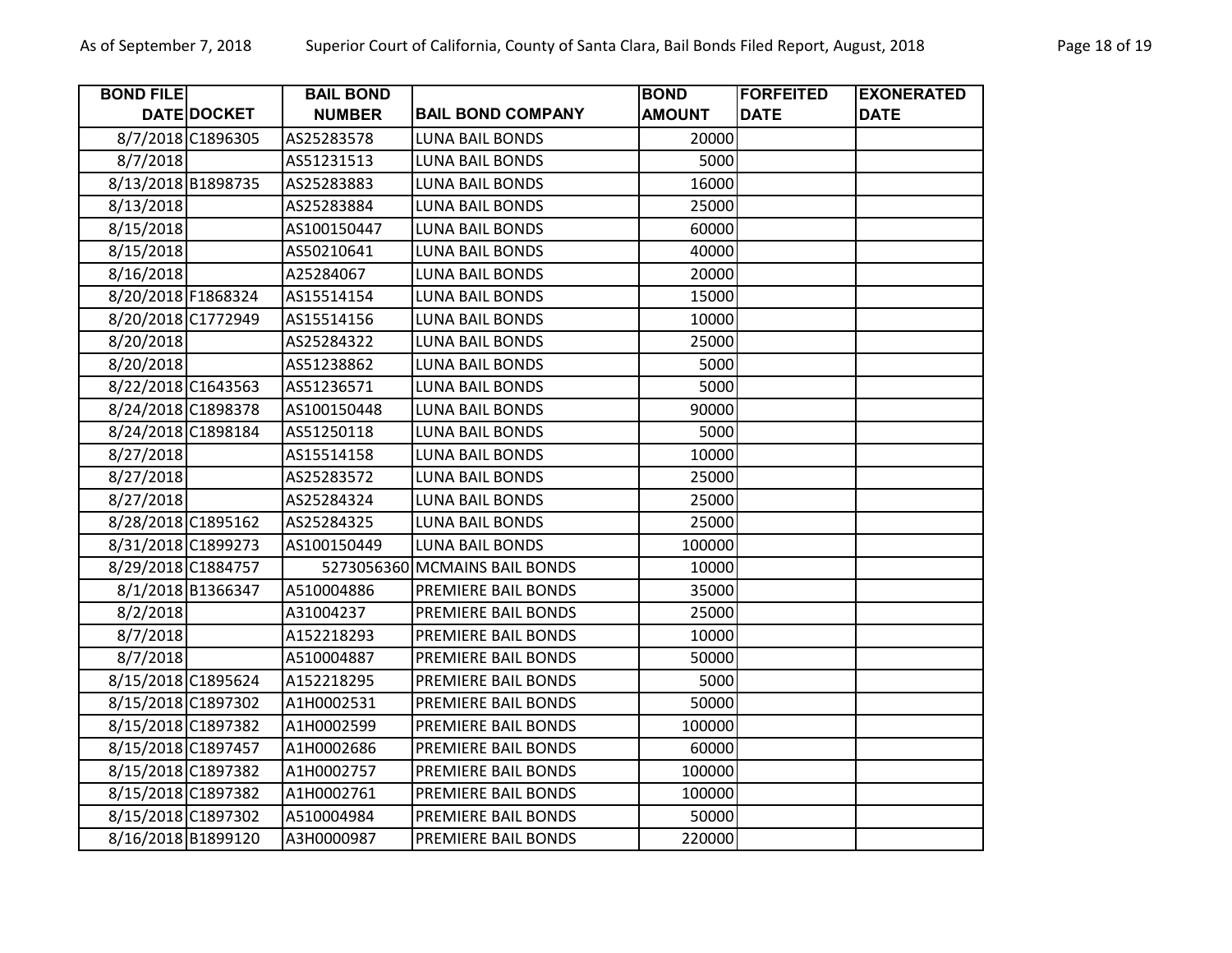| BOND FILE DATE | DOCKET | BAIL BOND NUMBER | BAIL BOND COMPANY | BOND AMOUNT | FORFEITED DATE | EXONERATED DATE |
|---|---|---|---|---|---|---|
| 8/7/2018 | C1896305 | AS25283578 | LUNA BAIL BONDS | 20000 | | |
| 8/7/2018 | | AS51231513 | LUNA BAIL BONDS | 5000 | | |
| 8/13/2018 | B1898735 | AS25283883 | LUNA BAIL BONDS | 16000 | | |
| 8/13/2018 | | AS25283884 | LUNA BAIL BONDS | 25000 | | |
| 8/15/2018 | | AS100150447 | LUNA BAIL BONDS | 60000 | | |
| 8/15/2018 | | AS50210641 | LUNA BAIL BONDS | 40000 | | |
| 8/16/2018 | | A25284067 | LUNA BAIL BONDS | 20000 | | |
| 8/20/2018 | F1868324 | AS15514154 | LUNA BAIL BONDS | 15000 | | |
| 8/20/2018 | C1772949 | AS15514156 | LUNA BAIL BONDS | 10000 | | |
| 8/20/2018 | | AS25284322 | LUNA BAIL BONDS | 25000 | | |
| 8/20/2018 | | AS51238862 | LUNA BAIL BONDS | 5000 | | |
| 8/22/2018 | C1643563 | AS51236571 | LUNA BAIL BONDS | 5000 | | |
| 8/24/2018 | C1898378 | AS100150448 | LUNA BAIL BONDS | 90000 | | |
| 8/24/2018 | C1898184 | AS51250118 | LUNA BAIL BONDS | 5000 | | |
| 8/27/2018 | | AS15514158 | LUNA BAIL BONDS | 10000 | | |
| 8/27/2018 | | AS25283572 | LUNA BAIL BONDS | 25000 | | |
| 8/27/2018 | | AS25284324 | LUNA BAIL BONDS | 25000 | | |
| 8/28/2018 | C1895162 | AS25284325 | LUNA BAIL BONDS | 25000 | | |
| 8/31/2018 | C1899273 | AS100150449 | LUNA BAIL BONDS | 100000 | | |
| 8/29/2018 | C1884757 | 5273056360 | MCMAINS BAIL BONDS | 10000 | | |
| 8/1/2018 | B1366347 | A510004886 | PREMIERE BAIL BONDS | 35000 | | |
| 8/2/2018 | | A31004237 | PREMIERE BAIL BONDS | 25000 | | |
| 8/7/2018 | | A152218293 | PREMIERE BAIL BONDS | 10000 | | |
| 8/7/2018 | | A510004887 | PREMIERE BAIL BONDS | 50000 | | |
| 8/15/2018 | C1895624 | A152218295 | PREMIERE BAIL BONDS | 5000 | | |
| 8/15/2018 | C1897302 | A1H0002531 | PREMIERE BAIL BONDS | 50000 | | |
| 8/15/2018 | C1897382 | A1H0002599 | PREMIERE BAIL BONDS | 100000 | | |
| 8/15/2018 | C1897457 | A1H0002686 | PREMIERE BAIL BONDS | 60000 | | |
| 8/15/2018 | C1897382 | A1H0002757 | PREMIERE BAIL BONDS | 100000 | | |
| 8/15/2018 | C1897382 | A1H0002761 | PREMIERE BAIL BONDS | 100000 | | |
| 8/15/2018 | C1897302 | A510004984 | PREMIERE BAIL BONDS | 50000 | | |
| 8/16/2018 | B1899120 | A3H0000987 | PREMIERE BAIL BONDS | 220000 | | |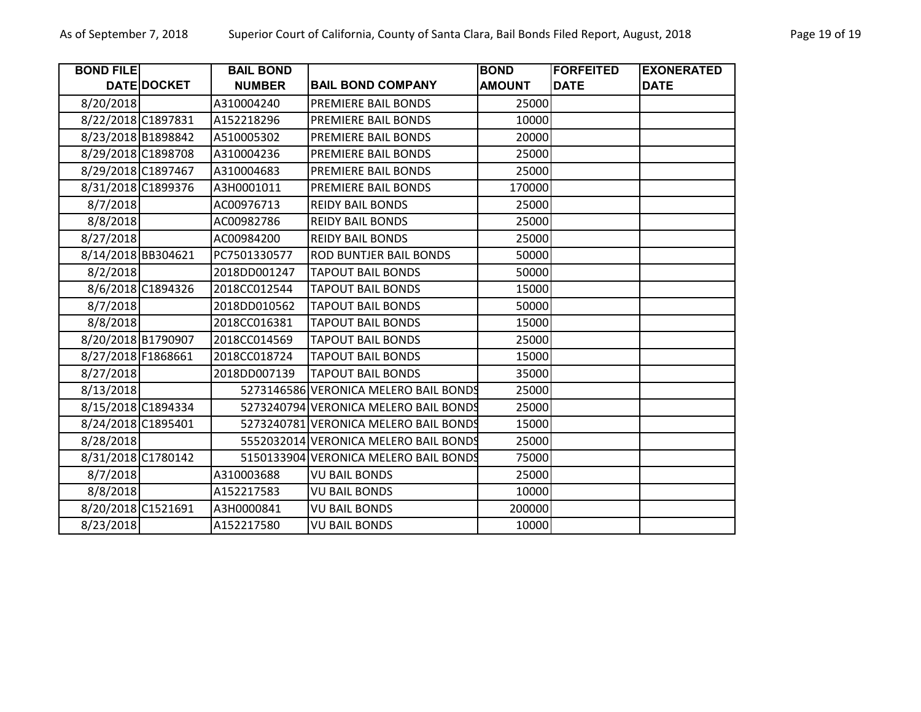| BOND FILE DATE | DOCKET | BAIL BOND NUMBER | BAIL BOND COMPANY | BOND AMOUNT | FORFEITED DATE | EXONERATED DATE |
|---|---|---|---|---|---|---|
| 8/20/2018 | | A310004240 | PREMIERE BAIL BONDS | 25000 | | |
| 8/22/2018 | C1897831 | A152218296 | PREMIERE BAIL BONDS | 10000 | | |
| 8/23/2018 | B1898842 | A510005302 | PREMIERE BAIL BONDS | 20000 | | |
| 8/29/2018 | C1898708 | A310004236 | PREMIERE BAIL BONDS | 25000 | | |
| 8/29/2018 | C1897467 | A310004683 | PREMIERE BAIL BONDS | 25000 | | |
| 8/31/2018 | C1899376 | A3H0001011 | PREMIERE BAIL BONDS | 170000 | | |
| 8/7/2018 | | AC00976713 | REIDY BAIL BONDS | 25000 | | |
| 8/8/2018 | | AC00982786 | REIDY BAIL BONDS | 25000 | | |
| 8/27/2018 | | AC00984200 | REIDY BAIL BONDS | 25000 | | |
| 8/14/2018 | BB304621 | PC7501330577 | ROD BUNTJER BAIL BONDS | 50000 | | |
| 8/2/2018 | | 2018DD001247 | TAPOUT BAIL BONDS | 50000 | | |
| 8/6/2018 | C1894326 | 2018CC012544 | TAPOUT BAIL BONDS | 15000 | | |
| 8/7/2018 | | 2018DD010562 | TAPOUT BAIL BONDS | 50000 | | |
| 8/8/2018 | | 2018CC016381 | TAPOUT BAIL BONDS | 15000 | | |
| 8/20/2018 | B1790907 | 2018CC014569 | TAPOUT BAIL BONDS | 25000 | | |
| 8/27/2018 | F1868661 | 2018CC018724 | TAPOUT BAIL BONDS | 15000 | | |
| 8/27/2018 | | 2018DD007139 | TAPOUT BAIL BONDS | 35000 | | |
| 8/13/2018 | | 5273146586 | VERONICA MELERO BAIL BONDS | 25000 | | |
| 8/15/2018 | C1894334 | 5273240794 | VERONICA MELERO BAIL BONDS | 25000 | | |
| 8/24/2018 | C1895401 | 5273240781 | VERONICA MELERO BAIL BONDS | 15000 | | |
| 8/28/2018 | | 5552032014 | VERONICA MELERO BAIL BONDS | 25000 | | |
| 8/31/2018 | C1780142 | 5150133904 | VERONICA MELERO BAIL BONDS | 75000 | | |
| 8/7/2018 | | A310003688 | VU BAIL BONDS | 25000 | | |
| 8/8/2018 | | A152217583 | VU BAIL BONDS | 10000 | | |
| 8/20/2018 | C1521691 | A3H0000841 | VU BAIL BONDS | 200000 | | |
| 8/23/2018 | | A152217580 | VU BAIL BONDS | 10000 | | |